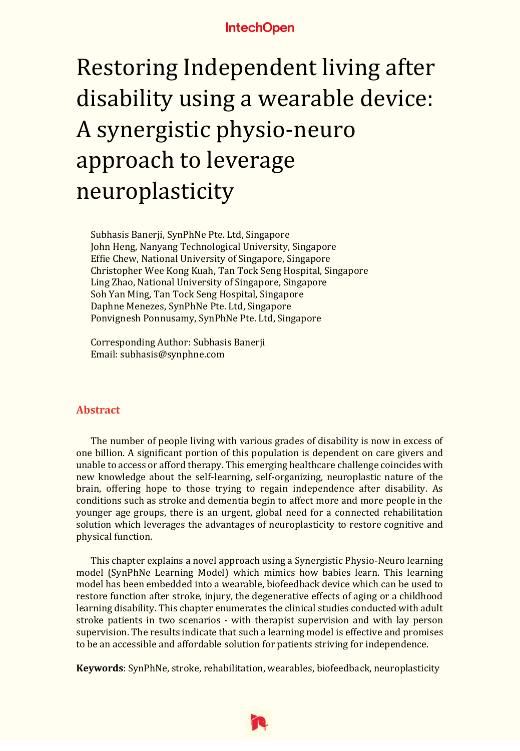# Restoring Independent living after disability using a wearable device: A synergistic physio-neuro approach to leverage neuroplasticity

Subhasis Banerji, SynPhNe Pte. Ltd, Singapore
John Heng, Nanyang Technological University, Singapore
Effie Chew, National University of Singapore, Singapore
Christopher Wee Kong Kuah, Tan Tock Seng Hospital, Singapore
Ling Zhao, National University of Singapore, Singapore
Soh Yan Ming, Tan Tock Seng Hospital, Singapore
Daphne Menezes, SynPhNe Pte. Ltd, Singapore
Ponvignesh Ponnusamy, SynPhNe Pte. Ltd, Singapore

Corresponding Author: Subhasis Banerji
Email: subhasis@synphne.com

## Abstract

The number of people living with various grades of disability is now in excess of one billion. A significant portion of this population is dependent on care givers and unable to access or afford therapy. This emerging healthcare challenge coincides with new knowledge about the self-learning, self-organizing, neuroplastic nature of the brain, offering hope to those trying to regain independence after disability. As conditions such as stroke and dementia begin to affect more and more people in the younger age groups, there is an urgent, global need for a connected rehabilitation solution which leverages the advantages of neuroplasticity to restore cognitive and physical function.

This chapter explains a novel approach using a Synergistic Physio-Neuro learning model (SynPhNe Learning Model) which mimics how babies learn. This learning model has been embedded into a wearable, biofeedback device which can be used to restore function after stroke, injury, the degenerative effects of aging or a childhood learning disability. This chapter enumerates the clinical studies conducted with adult stroke patients in two scenarios - with therapist supervision and with lay person supervision. The results indicate that such a learning model is effective and promises to be an accessible and affordable solution for patients striving for independence.

**Keywords**: SynPhNe, stroke, rehabilitation, wearables, biofeedback, neuroplasticity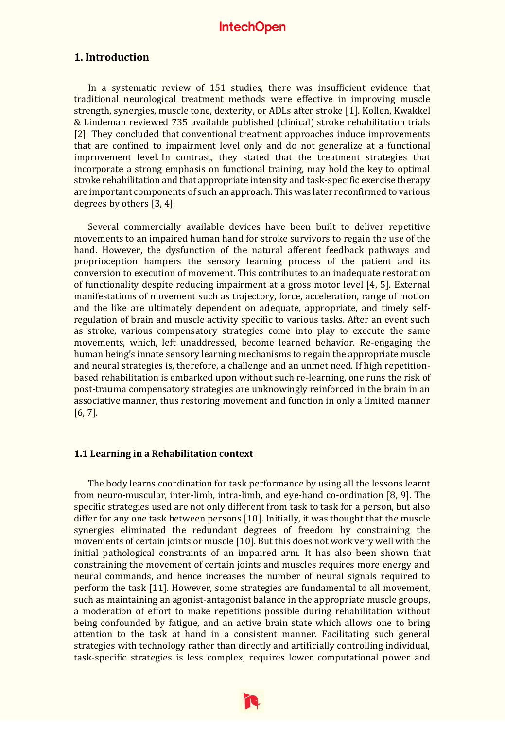## 1. Introduction

In a systematic review of 151 studies, there was insufficient evidence that traditional neurological treatment methods were effective in improving muscle strength, synergies, muscle tone, dexterity, or ADLs after stroke [1]. Kollen, Kwakkel & Lindeman reviewed 735 available published (clinical) stroke rehabilitation trials [2]. They concluded that conventional treatment approaches induce improvements that are confined to impairment level only and do not generalize at a functional improvement level. In contrast, they stated that the treatment strategies that incorporate a strong emphasis on functional training, may hold the key to optimal stroke rehabilitation and that appropriate intensity and task-specific exercise therapy are important components of such an approach. This was later reconfirmed to various degrees by others [3, 4].

Several commercially available devices have been built to deliver repetitive movements to an impaired human hand for stroke survivors to regain the use of the hand. However, the dysfunction of the natural afferent feedback pathways and proprioception hampers the sensory learning process of the patient and its conversion to execution of movement. This contributes to an inadequate restoration of functionality despite reducing impairment at a gross motor level [4, 5]. External manifestations of movement such as trajectory, force, acceleration, range of motion and the like are ultimately dependent on adequate, appropriate, and timely self-regulation of brain and muscle activity specific to various tasks. After an event such as stroke, various compensatory strategies come into play to execute the same movements, which, left unaddressed, become learned behavior. Re-engaging the human being's innate sensory learning mechanisms to regain the appropriate muscle and neural strategies is, therefore, a challenge and an unmet need. If high repetition-based rehabilitation is embarked upon without such re-learning, one runs the risk of post-trauma compensatory strategies are unknowingly reinforced in the brain in an associative manner, thus restoring movement and function in only a limited manner [6, 7].

### 1.1 Learning in a Rehabilitation context

The body learns coordination for task performance by using all the lessons learnt from neuro-muscular, inter-limb, intra-limb, and eye-hand co-ordination [8, 9]. The specific strategies used are not only different from task to task for a person, but also differ for any one task between persons [10]. Initially, it was thought that the muscle synergies eliminated the redundant degrees of freedom by constraining the movements of certain joints or muscle [10]. But this does not work very well with the initial pathological constraints of an impaired arm. It has also been shown that constraining the movement of certain joints and muscles requires more energy and neural commands, and hence increases the number of neural signals required to perform the task [11]. However, some strategies are fundamental to all movement, such as maintaining an agonist-antagonist balance in the appropriate muscle groups, a moderation of effort to make repetitions possible during rehabilitation without being confounded by fatigue, and an active brain state which allows one to bring attention to the task at hand in a consistent manner. Facilitating such general strategies with technology rather than directly and artificially controlling individual, task-specific strategies is less complex, requires lower computational power and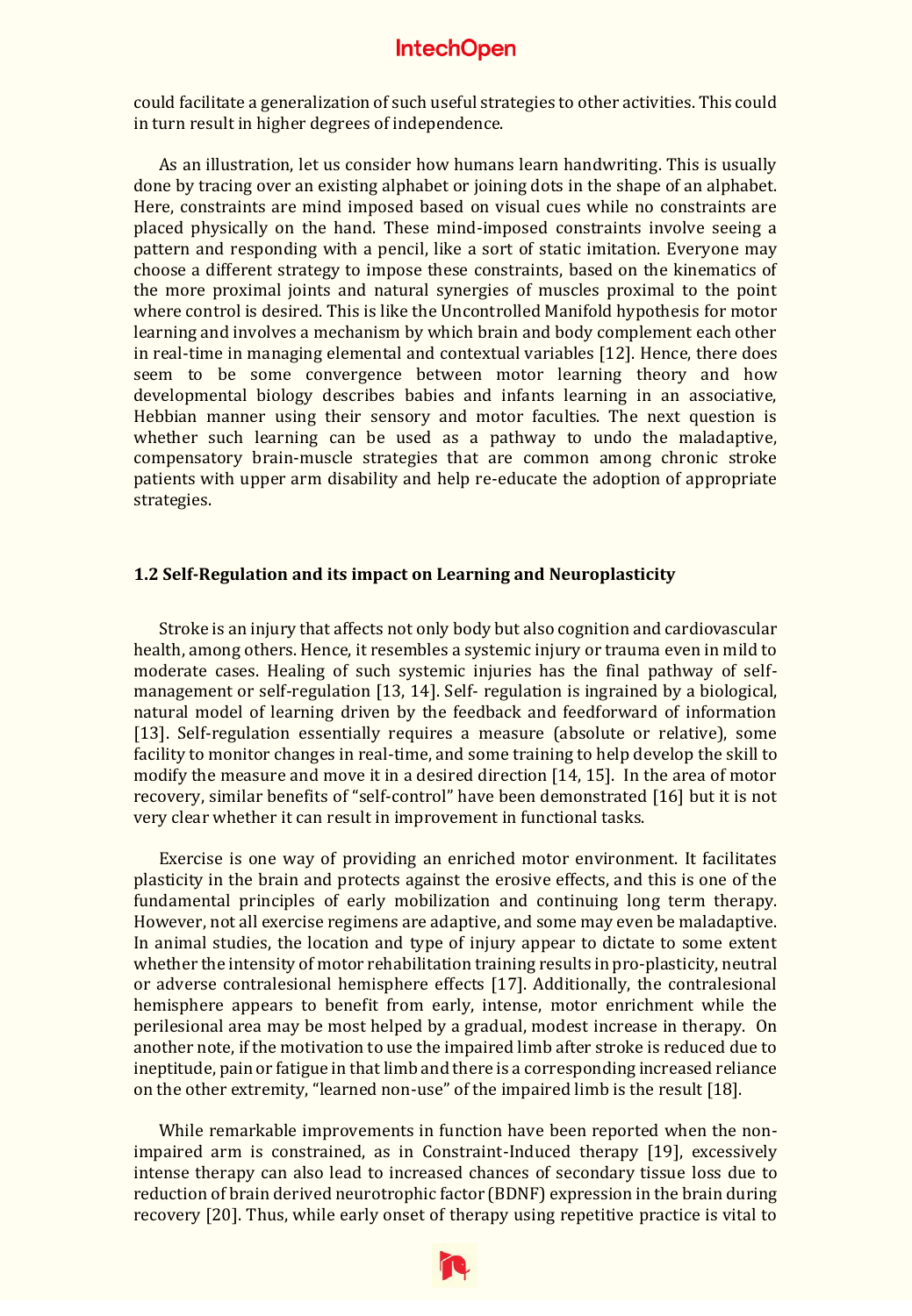could facilitate a generalization of such useful strategies to other activities. This could in turn result in higher degrees of independence.

As an illustration, let us consider how humans learn handwriting. This is usually done by tracing over an existing alphabet or joining dots in the shape of an alphabet. Here, constraints are mind imposed based on visual cues while no constraints are placed physically on the hand. These mind-imposed constraints involve seeing a pattern and responding with a pencil, like a sort of static imitation. Everyone may choose a different strategy to impose these constraints, based on the kinematics of the more proximal joints and natural synergies of muscles proximal to the point where control is desired. This is like the Uncontrolled Manifold hypothesis for motor learning and involves a mechanism by which brain and body complement each other in real-time in managing elemental and contextual variables [12]. Hence, there does seem to be some convergence between motor learning theory and how developmental biology describes babies and infants learning in an associative, Hebbian manner using their sensory and motor faculties. The next question is whether such learning can be used as a pathway to undo the maladaptive, compensatory brain-muscle strategies that are common among chronic stroke patients with upper arm disability and help re-educate the adoption of appropriate strategies.

### 1.2 Self-Regulation and its impact on Learning and Neuroplasticity

Stroke is an injury that affects not only body but also cognition and cardiovascular health, among others. Hence, it resembles a systemic injury or trauma even in mild to moderate cases. Healing of such systemic injuries has the final pathway of self-management or self-regulation [13, 14]. Self- regulation is ingrained by a biological, natural model of learning driven by the feedback and feedforward of information [13]. Self-regulation essentially requires a measure (absolute or relative), some facility to monitor changes in real-time, and some training to help develop the skill to modify the measure and move it in a desired direction [14, 15]. In the area of motor recovery, similar benefits of "self-control" have been demonstrated [16] but it is not very clear whether it can result in improvement in functional tasks.

Exercise is one way of providing an enriched motor environment. It facilitates plasticity in the brain and protects against the erosive effects, and this is one of the fundamental principles of early mobilization and continuing long term therapy. However, not all exercise regimens are adaptive, and some may even be maladaptive. In animal studies, the location and type of injury appear to dictate to some extent whether the intensity of motor rehabilitation training results in pro-plasticity, neutral or adverse contralesional hemisphere effects [17]. Additionally, the contralesional hemisphere appears to benefit from early, intense, motor enrichment while the perilesional area may be most helped by a gradual, modest increase in therapy. On another note, if the motivation to use the impaired limb after stroke is reduced due to ineptitude, pain or fatigue in that limb and there is a corresponding increased reliance on the other extremity, "learned non-use" of the impaired limb is the result [18].

While remarkable improvements in function have been reported when the non-impaired arm is constrained, as in Constraint-Induced therapy [19], excessively intense therapy can also lead to increased chances of secondary tissue loss due to reduction of brain derived neurotrophic factor (BDNF) expression in the brain during recovery [20]. Thus, while early onset of therapy using repetitive practice is vital to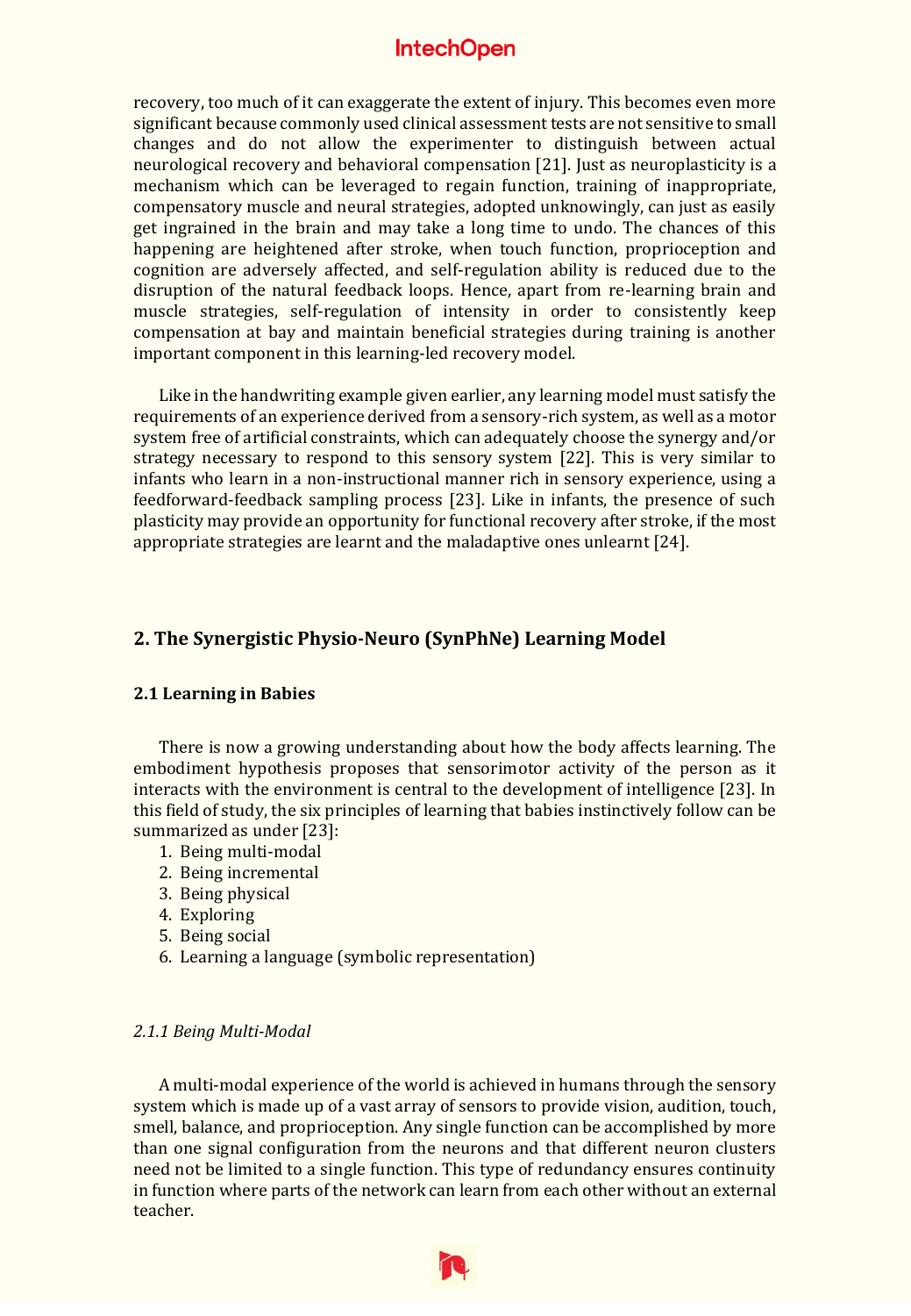recovery, too much of it can exaggerate the extent of injury. This becomes even more significant because commonly used clinical assessment tests are not sensitive to small changes and do not allow the experimenter to distinguish between actual neurological recovery and behavioral compensation [21]. Just as neuroplasticity is a mechanism which can be leveraged to regain function, training of inappropriate, compensatory muscle and neural strategies, adopted unknowingly, can just as easily get ingrained in the brain and may take a long time to undo. The chances of this happening are heightened after stroke, when touch function, proprioception and cognition are adversely affected, and self-regulation ability is reduced due to the disruption of the natural feedback loops. Hence, apart from re-learning brain and muscle strategies, self-regulation of intensity in order to consistently keep compensation at bay and maintain beneficial strategies during training is another important component in this learning-led recovery model.

Like in the handwriting example given earlier, any learning model must satisfy the requirements of an experience derived from a sensory-rich system, as well as a motor system free of artificial constraints, which can adequately choose the synergy and/or strategy necessary to respond to this sensory system [22]. This is very similar to infants who learn in a non-instructional manner rich in sensory experience, using a feedforward-feedback sampling process [23]. Like in infants, the presence of such plasticity may provide an opportunity for functional recovery after stroke, if the most appropriate strategies are learnt and the maladaptive ones unlearnt [24].

## 2. The Synergistic Physio-Neuro (SynPhNe) Learning Model

### 2.1 Learning in Babies

There is now a growing understanding about how the body affects learning. The embodiment hypothesis proposes that sensorimotor activity of the person as it interacts with the environment is central to the development of intelligence [23]. In this field of study, the six principles of learning that babies instinctively follow can be summarized as under [23]:

1. Being multi-modal
2. Being incremental
3. Being physical
4. Exploring
5. Being social
6. Learning a language (symbolic representation)

#### *2.1.1 Being Multi-Modal*

A multi-modal experience of the world is achieved in humans through the sensory system which is made up of a vast array of sensors to provide vision, audition, touch, smell, balance, and proprioception. Any single function can be accomplished by more than one signal configuration from the neurons and that different neuron clusters need not be limited to a single function. This type of redundancy ensures continuity in function where parts of the network can learn from each other without an external teacher.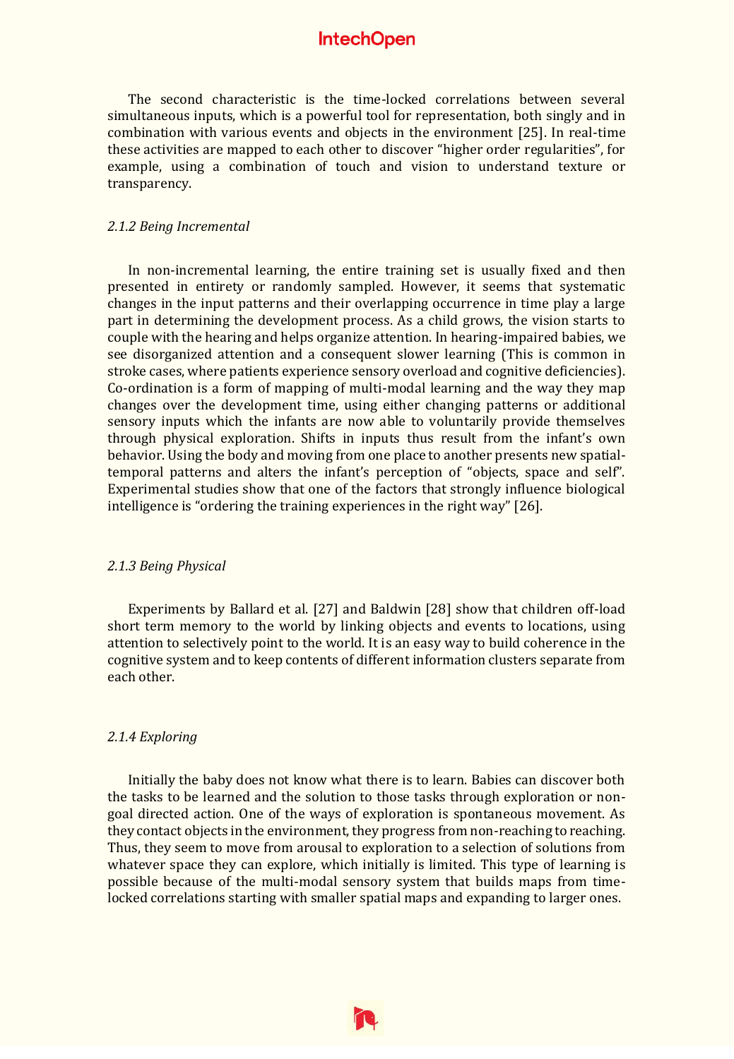The second characteristic is the time-locked correlations between several simultaneous inputs, which is a powerful tool for representation, both singly and in combination with various events and objects in the environment [25]. In real-time these activities are mapped to each other to discover "higher order regularities", for example, using a combination of touch and vision to understand texture or transparency.

#### *2.1.2 Being Incremental*

In non-incremental learning, the entire training set is usually fixed and then presented in entirety or randomly sampled. However, it seems that systematic changes in the input patterns and their overlapping occurrence in time play a large part in determining the development process. As a child grows, the vision starts to couple with the hearing and helps organize attention. In hearing-impaired babies, we see disorganized attention and a consequent slower learning (This is common in stroke cases, where patients experience sensory overload and cognitive deficiencies). Co-ordination is a form of mapping of multi-modal learning and the way they map changes over the development time, using either changing patterns or additional sensory inputs which the infants are now able to voluntarily provide themselves through physical exploration. Shifts in inputs thus result from the infant's own behavior. Using the body and moving from one place to another presents new spatial-temporal patterns and alters the infant's perception of "objects, space and self". Experimental studies show that one of the factors that strongly influence biological intelligence is "ordering the training experiences in the right way" [26].

#### *2.1.3 Being Physical*

Experiments by Ballard et al. [27] and Baldwin [28] show that children off-load short term memory to the world by linking objects and events to locations, using attention to selectively point to the world. It is an easy way to build coherence in the cognitive system and to keep contents of different information clusters separate from each other.

#### *2.1.4 Exploring*

Initially the baby does not know what there is to learn. Babies can discover both the tasks to be learned and the solution to those tasks through exploration or non-goal directed action. One of the ways of exploration is spontaneous movement. As they contact objects in the environment, they progress from non-reaching to reaching. Thus, they seem to move from arousal to exploration to a selection of solutions from whatever space they can explore, which initially is limited. This type of learning is possible because of the multi-modal sensory system that builds maps from time-locked correlations starting with smaller spatial maps and expanding to larger ones.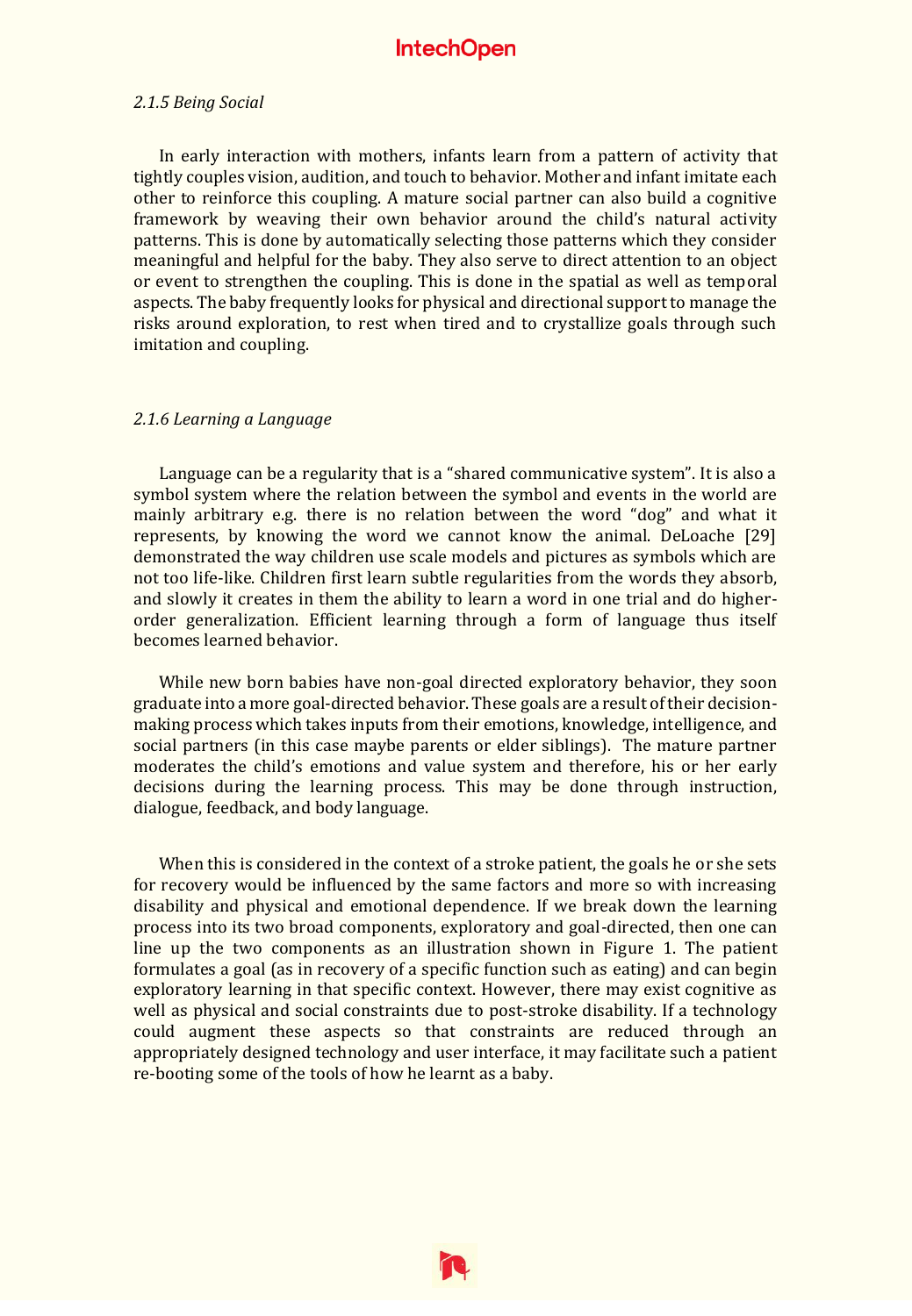#### *2.1.5 Being Social*

In early interaction with mothers, infants learn from a pattern of activity that tightly couples vision, audition, and touch to behavior. Mother and infant imitate each other to reinforce this coupling. A mature social partner can also build a cognitive framework by weaving their own behavior around the child's natural activity patterns. This is done by automatically selecting those patterns which they consider meaningful and helpful for the baby. They also serve to direct attention to an object or event to strengthen the coupling. This is done in the spatial as well as temporal aspects. The baby frequently looks for physical and directional support to manage the risks around exploration, to rest when tired and to crystallize goals through such imitation and coupling.

#### *2.1.6 Learning a Language*

Language can be a regularity that is a "shared communicative system". It is also a symbol system where the relation between the symbol and events in the world are mainly arbitrary e.g. there is no relation between the word "dog" and what it represents, by knowing the word we cannot know the animal. DeLoache [29] demonstrated the way children use scale models and pictures as symbols which are not too life-like. Children first learn subtle regularities from the words they absorb, and slowly it creates in them the ability to learn a word in one trial and do higher-order generalization. Efficient learning through a form of language thus itself becomes learned behavior.

While new born babies have non-goal directed exploratory behavior, they soon graduate into a more goal-directed behavior. These goals are a result of their decision-making process which takes inputs from their emotions, knowledge, intelligence, and social partners (in this case maybe parents or elder siblings). The mature partner moderates the child's emotions and value system and therefore, his or her early decisions during the learning process. This may be done through instruction, dialogue, feedback, and body language.

When this is considered in the context of a stroke patient, the goals he or she sets for recovery would be influenced by the same factors and more so with increasing disability and physical and emotional dependence. If we break down the learning process into its two broad components, exploratory and goal-directed, then one can line up the two components as an illustration shown in Figure 1. The patient formulates a goal (as in recovery of a specific function such as eating) and can begin exploratory learning in that specific context. However, there may exist cognitive as well as physical and social constraints due to post-stroke disability. If a technology could augment these aspects so that constraints are reduced through an appropriately designed technology and user interface, it may facilitate such a patient re-booting some of the tools of how he learnt as a baby.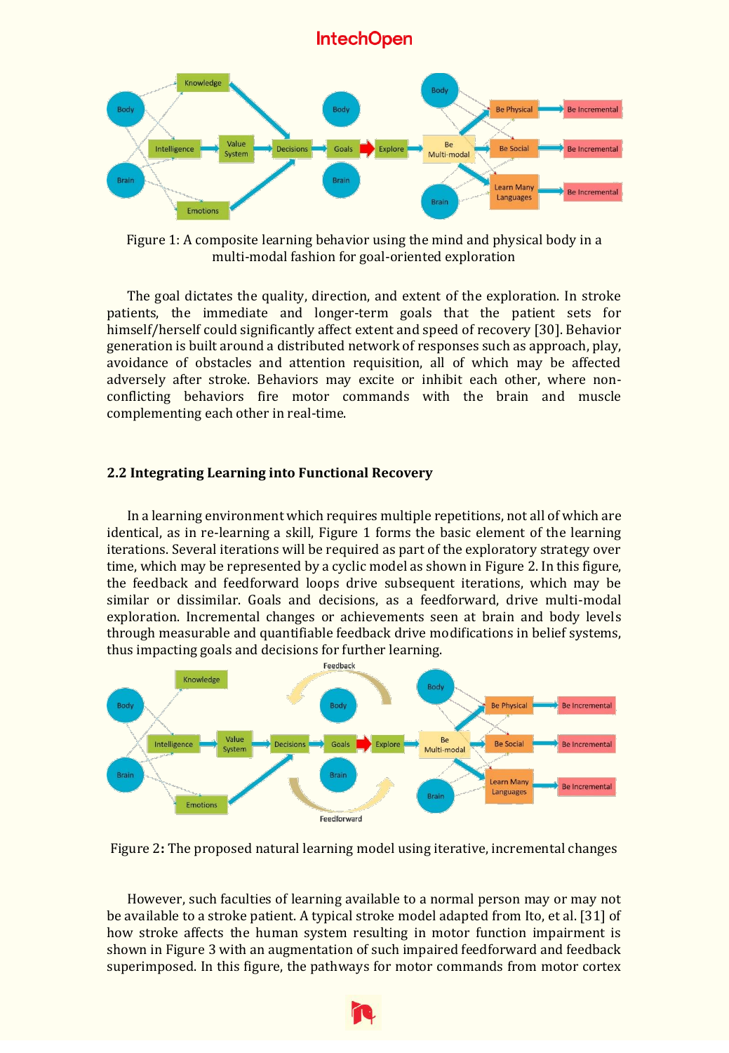Figure 1: A composite learning behavior using the mind and physical body in a multi-modal fashion for goal-oriented exploration

The goal dictates the quality, direction, and extent of the exploration. In stroke patients, the immediate and longer-term goals that the patient sets for himself/herself could significantly affect extent and speed of recovery [30]. Behavior generation is built around a distributed network of responses such as approach, play, avoidance of obstacles and attention requisition, all of which may be affected adversely after stroke. Behaviors may excite or inhibit each other, where non-conflicting behaviors fire motor commands with the brain and muscle complementing each other in real-time.

### 2.2 Integrating Learning into Functional Recovery

In a learning environment which requires multiple repetitions, not all of which are identical, as in re-learning a skill, Figure 1 forms the basic element of the learning iterations. Several iterations will be required as part of the exploratory strategy over time, which may be represented by a cyclic model as shown in Figure 2. In this figure, the feedback and feedforward loops drive subsequent iterations, which may be similar or dissimilar. Goals and decisions, as a feedforward, drive multi-modal exploration. Incremental changes or achievements seen at brain and body levels through measurable and quantifiable feedback drive modifications in belief systems, thus impacting goals and decisions for further learning.

Figure 2: The proposed natural learning model using iterative, incremental changes

However, such faculties of learning available to a normal person may or may not be available to a stroke patient. A typical stroke model adapted from Ito, et al. [31] of how stroke affects the human system resulting in motor function impairment is shown in Figure 3 with an augmentation of such impaired feedforward and feedback superimposed. In this figure, the pathways for motor commands from motor cortex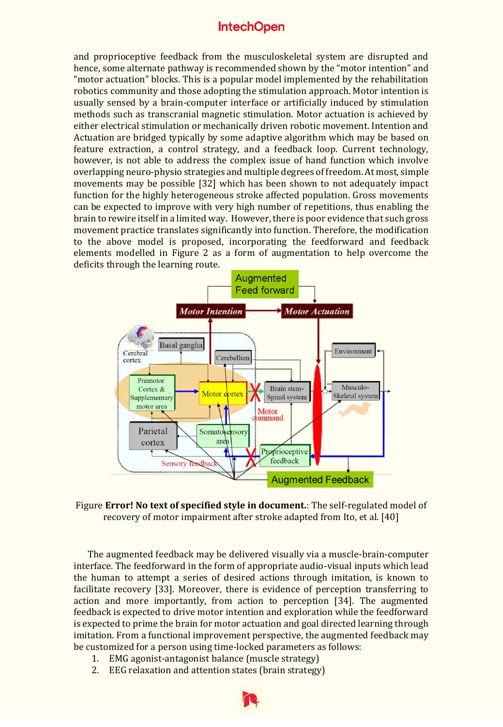and proprioceptive feedback from the musculoskeletal system are disrupted and hence, some alternate pathway is recommended shown by the "motor intention" and "motor actuation" blocks. This is a popular model implemented by the rehabilitation robotics community and those adopting the stimulation approach. Motor intention is usually sensed by a brain-computer interface or artificially induced by stimulation methods such as transcranial magnetic stimulation. Motor actuation is achieved by either electrical stimulation or mechanically driven robotic movement. Intention and Actuation are bridged typically by some adaptive algorithm which may be based on feature extraction, a control strategy, and a feedback loop. Current technology, however, is not able to address the complex issue of hand function which involve overlapping neuro-physio strategies and multiple degrees of freedom. At most, simple movements may be possible [32] which has been shown to not adequately impact function for the highly heterogeneous stroke affected population. Gross movements can be expected to improve with very high number of repetitions, thus enabling the brain to rewire itself in a limited way. However, there is poor evidence that such gross movement practice translates significantly into function. Therefore, the modification to the above model is proposed, incorporating the feedforward and feedback elements modelled in Figure 2 as a form of augmentation to help overcome the deficits through the learning route.

Figure **Error! No text of specified style in document.**: The self-regulated model of recovery of motor impairment after stroke adapted from Ito, et al. [40]

The augmented feedback may be delivered visually via a muscle-brain-computer interface. The feedforward in the form of appropriate audio-visual inputs which lead the human to attempt a series of desired actions through imitation, is known to facilitate recovery [33]. Moreover, there is evidence of perception transferring to action and more importantly, from action to perception [34]. The augmented feedback is expected to drive motor intention and exploration while the feedforward is expected to prime the brain for motor actuation and goal directed learning through imitation. From a functional improvement perspective, the augmented feedback may be customized for a person using time-locked parameters as follows:

1. EMG agonist-antagonist balance (muscle strategy)
2. EEG relaxation and attention states (brain strategy)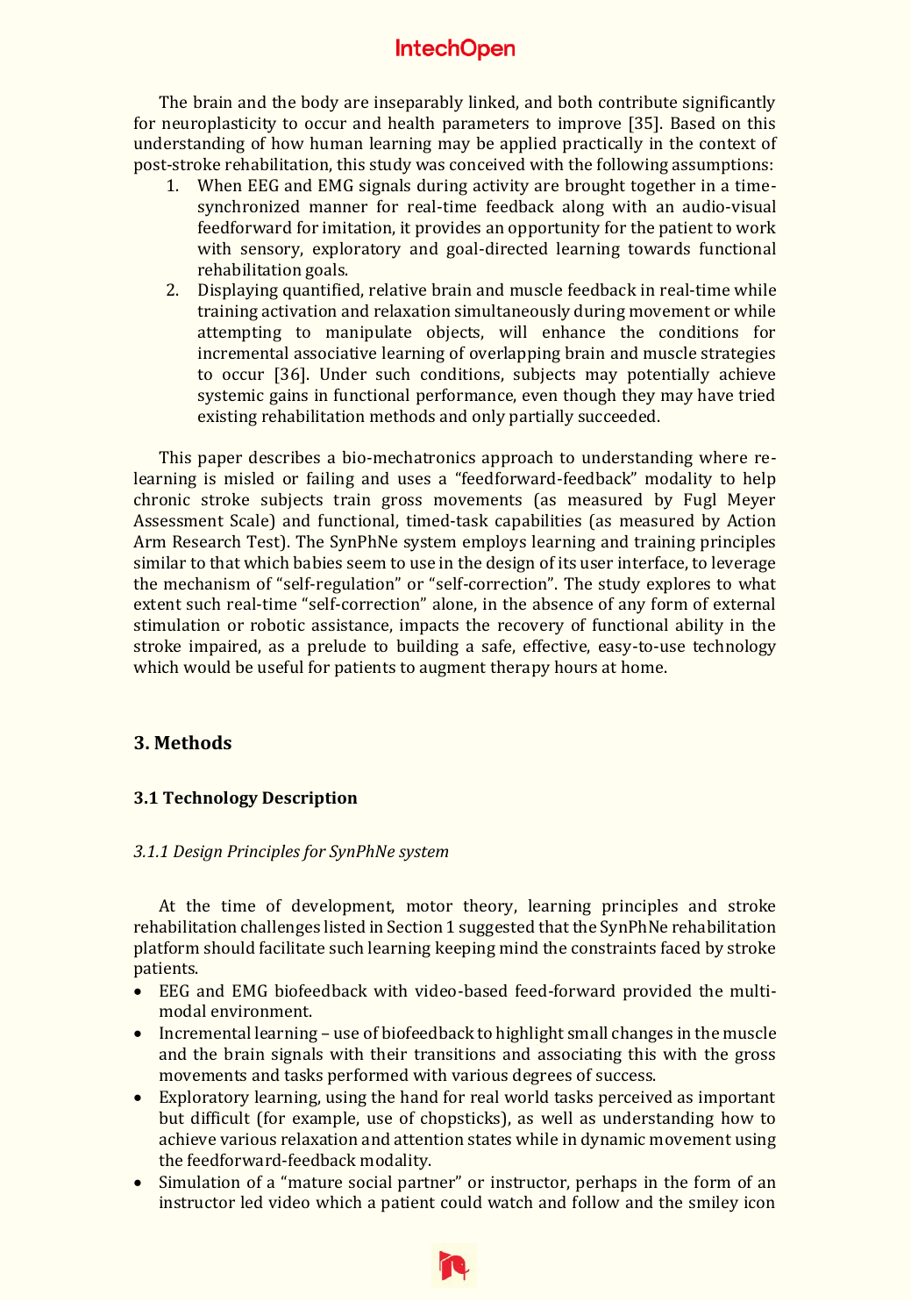The brain and the body are inseparably linked, and both contribute significantly for neuroplasticity to occur and health parameters to improve [35]. Based on this understanding of how human learning may be applied practically in the context of post-stroke rehabilitation, this study was conceived with the following assumptions:

1. When EEG and EMG signals during activity are brought together in a time-synchronized manner for real-time feedback along with an audio-visual feedforward for imitation, it provides an opportunity for the patient to work with sensory, exploratory and goal-directed learning towards functional rehabilitation goals.
2. Displaying quantified, relative brain and muscle feedback in real-time while training activation and relaxation simultaneously during movement or while attempting to manipulate objects, will enhance the conditions for incremental associative learning of overlapping brain and muscle strategies to occur [36]. Under such conditions, subjects may potentially achieve systemic gains in functional performance, even though they may have tried existing rehabilitation methods and only partially succeeded.

This paper describes a bio-mechatronics approach to understanding where re-learning is misled or failing and uses a "feedforward-feedback" modality to help chronic stroke subjects train gross movements (as measured by Fugl Meyer Assessment Scale) and functional, timed-task capabilities (as measured by Action Arm Research Test). The SynPhNe system employs learning and training principles similar to that which babies seem to use in the design of its user interface, to leverage the mechanism of "self-regulation" or "self-correction". The study explores to what extent such real-time "self-correction" alone, in the absence of any form of external stimulation or robotic assistance, impacts the recovery of functional ability in the stroke impaired, as a prelude to building a safe, effective, easy-to-use technology which would be useful for patients to augment therapy hours at home.

## 3. Methods

### 3.1 Technology Description

#### *3.1.1 Design Principles for SynPhNe system*

At the time of development, motor theory, learning principles and stroke rehabilitation challenges listed in Section 1 suggested that the SynPhNe rehabilitation platform should facilitate such learning keeping mind the constraints faced by stroke patients.

- EEG and EMG biofeedback with video-based feed-forward provided the multi-modal environment.
- Incremental learning – use of biofeedback to highlight small changes in the muscle and the brain signals with their transitions and associating this with the gross movements and tasks performed with various degrees of success.
- Exploratory learning, using the hand for real world tasks perceived as important but difficult (for example, use of chopsticks), as well as understanding how to achieve various relaxation and attention states while in dynamic movement using the feedforward-feedback modality.
- Simulation of a "mature social partner" or instructor, perhaps in the form of an instructor led video which a patient could watch and follow and the smiley icon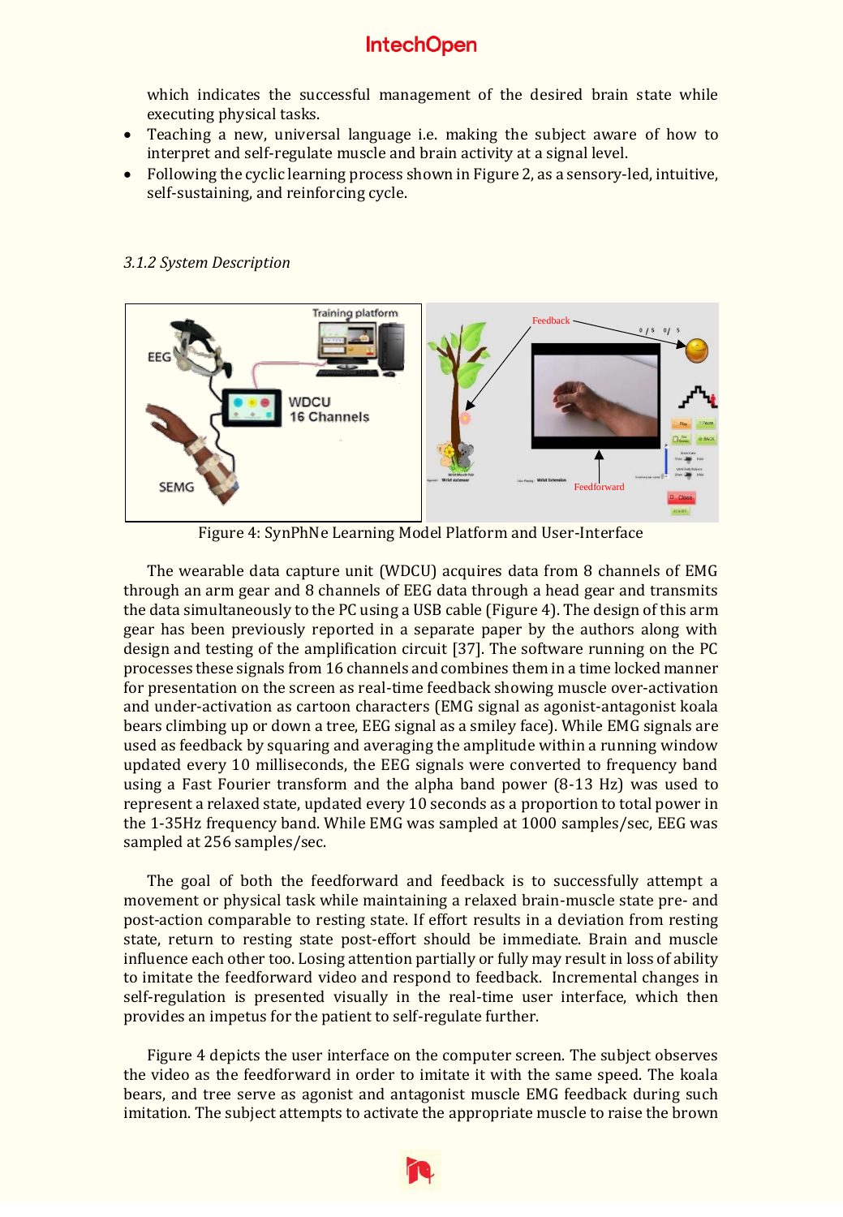which indicates the successful management of the desired brain state while executing physical tasks.

- Teaching a new, universal language i.e. making the subject aware of how to interpret and self-regulate muscle and brain activity at a signal level.
- Following the cyclic learning process shown in Figure 2, as a sensory-led, intuitive, self-sustaining, and reinforcing cycle.

### *3.1.2 System Description*

Figure 4: SynPhNe Learning Model Platform and User-Interface

The wearable data capture unit (WDCU) acquires data from 8 channels of EMG through an arm gear and 8 channels of EEG data through a head gear and transmits the data simultaneously to the PC using a USB cable (Figure 4). The design of this arm gear has been previously reported in a separate paper by the authors along with design and testing of the amplification circuit [37]. The software running on the PC processes these signals from 16 channels and combines them in a time locked manner for presentation on the screen as real-time feedback showing muscle over-activation and under-activation as cartoon characters (EMG signal as agonist-antagonist koala bears climbing up or down a tree, EEG signal as a smiley face). While EMG signals are used as feedback by squaring and averaging the amplitude within a running window updated every 10 milliseconds, the EEG signals were converted to frequency band using a Fast Fourier transform and the alpha band power (8-13 Hz) was used to represent a relaxed state, updated every 10 seconds as a proportion to total power in the 1-35Hz frequency band. While EMG was sampled at 1000 samples/sec, EEG was sampled at 256 samples/sec.

The goal of both the feedforward and feedback is to successfully attempt a movement or physical task while maintaining a relaxed brain-muscle state pre- and post-action comparable to resting state. If effort results in a deviation from resting state, return to resting state post-effort should be immediate. Brain and muscle influence each other too. Losing attention partially or fully may result in loss of ability to imitate the feedforward video and respond to feedback. Incremental changes in self-regulation is presented visually in the real-time user interface, which then provides an impetus for the patient to self-regulate further.

Figure 4 depicts the user interface on the computer screen. The subject observes the video as the feedforward in order to imitate it with the same speed. The koala bears, and tree serve as agonist and antagonist muscle EMG feedback during such imitation. The subject attempts to activate the appropriate muscle to raise the brown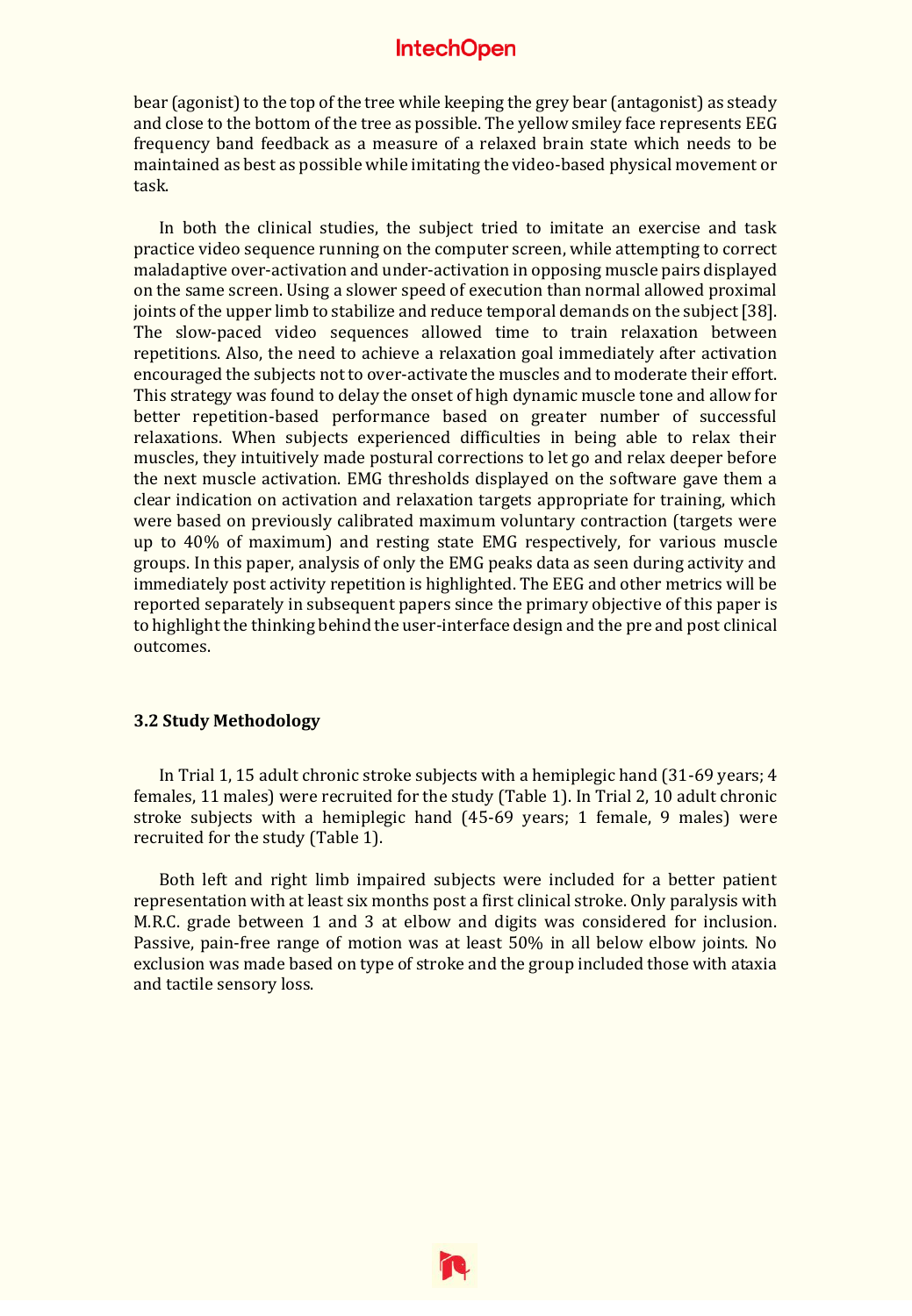bear (agonist) to the top of the tree while keeping the grey bear (antagonist) as steady and close to the bottom of the tree as possible. The yellow smiley face represents EEG frequency band feedback as a measure of a relaxed brain state which needs to be maintained as best as possible while imitating the video-based physical movement or task.

In both the clinical studies, the subject tried to imitate an exercise and task practice video sequence running on the computer screen, while attempting to correct maladaptive over-activation and under-activation in opposing muscle pairs displayed on the same screen. Using a slower speed of execution than normal allowed proximal joints of the upper limb to stabilize and reduce temporal demands on the subject [38]. The slow-paced video sequences allowed time to train relaxation between repetitions. Also, the need to achieve a relaxation goal immediately after activation encouraged the subjects not to over-activate the muscles and to moderate their effort. This strategy was found to delay the onset of high dynamic muscle tone and allow for better repetition-based performance based on greater number of successful relaxations. When subjects experienced difficulties in being able to relax their muscles, they intuitively made postural corrections to let go and relax deeper before the next muscle activation. EMG thresholds displayed on the software gave them a clear indication on activation and relaxation targets appropriate for training, which were based on previously calibrated maximum voluntary contraction (targets were up to 40% of maximum) and resting state EMG respectively, for various muscle groups. In this paper, analysis of only the EMG peaks data as seen during activity and immediately post activity repetition is highlighted. The EEG and other metrics will be reported separately in subsequent papers since the primary objective of this paper is to highlight the thinking behind the user-interface design and the pre and post clinical outcomes.

### 3.2 Study Methodology

In Trial 1, 15 adult chronic stroke subjects with a hemiplegic hand (31-69 years; 4 females, 11 males) were recruited for the study (Table 1). In Trial 2, 10 adult chronic stroke subjects with a hemiplegic hand (45-69 years; 1 female, 9 males) were recruited for the study (Table 1).

Both left and right limb impaired subjects were included for a better patient representation with at least six months post a first clinical stroke. Only paralysis with M.R.C. grade between 1 and 3 at elbow and digits was considered for inclusion. Passive, pain-free range of motion was at least 50% in all below elbow joints. No exclusion was made based on type of stroke and the group included those with ataxia and tactile sensory loss.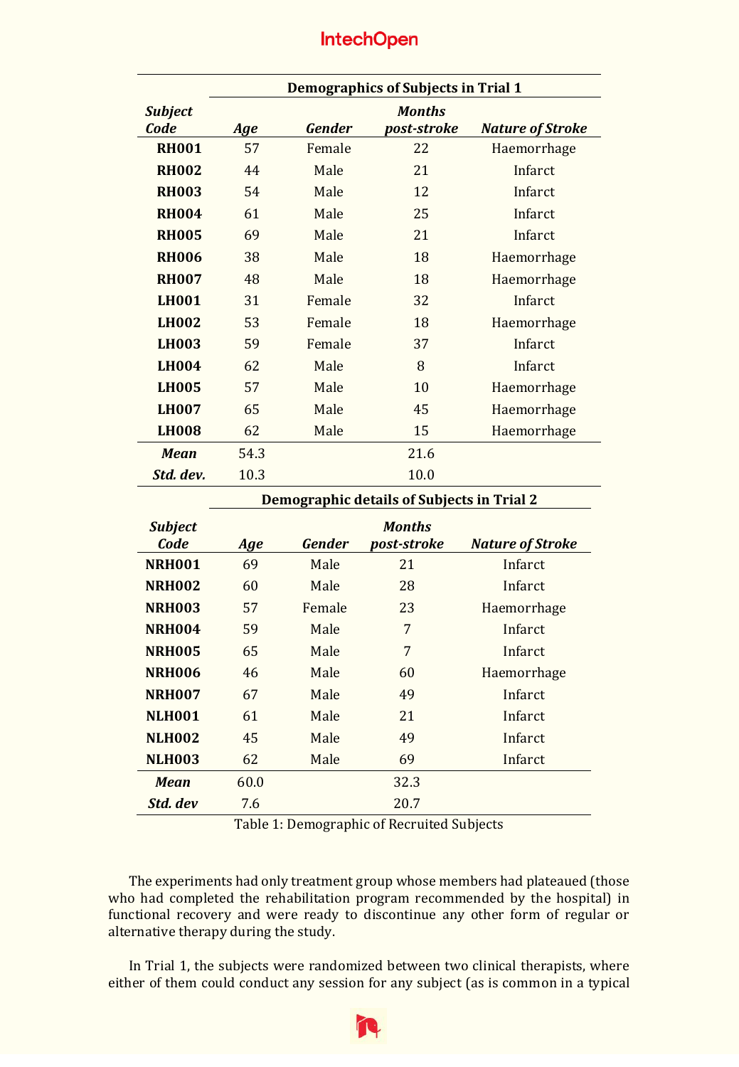| Subject Code | Demographics of Subjects in Trial 1 | | | |
|---|---|---|---|---|
| | ***Age*** | ***Gender*** | ***Months post-stroke*** | ***Nature of Stroke*** |
| **RH001** | 57 | Female | 22 | Haemorrhage |
| **RH002** | 44 | Male | 21 | Infarct |
| **RH003** | 54 | Male | 12 | Infarct |
| **RH004** | 61 | Male | 25 | Infarct |
| **RH005** | 69 | Male | 21 | Infarct |
| **RH006** | 38 | Male | 18 | Haemorrhage |
| **RH007** | 48 | Male | 18 | Haemorrhage |
| **LH001** | 31 | Female | 32 | Infarct |
| **LH002** | 53 | Female | 18 | Haemorrhage |
| **LH003** | 59 | Female | 37 | Infarct |
| **LH004** | 62 | Male | 8 | Infarct |
| **LH005** | 57 | Male | 10 | Haemorrhage |
| **LH007** | 65 | Male | 45 | Haemorrhage |
| **LH008** | 62 | Male | 15 | Haemorrhage |
| ***Mean*** | 54.3 | | 21.6 | |
| ***Std. dev.*** | 10.3 | | 10.0 | |

| Subject Code | Demographic details of Subjects in Trial 2 | | | |
|---|---|---|---|---|
| | ***Age*** | ***Gender*** | ***Months post-stroke*** | ***Nature of Stroke*** |
| **NRH001** | 69 | Male | 21 | Infarct |
| **NRH002** | 60 | Male | 28 | Infarct |
| **NRH003** | 57 | Female | 23 | Haemorrhage |
| **NRH004** | 59 | Male | 7 | Infarct |
| **NRH005** | 65 | Male | 7 | Infarct |
| **NRH006** | 46 | Male | 60 | Haemorrhage |
| **NRH007** | 67 | Male | 49 | Infarct |
| **NLH001** | 61 | Male | 21 | Infarct |
| **NLH002** | 45 | Male | 49 | Infarct |
| **NLH003** | 62 | Male | 69 | Infarct |
| ***Mean*** | 60.0 | | 32.3 | |
| ***Std. dev*** | 7.6 | | 20.7 | |

Table 1: Demographic of Recruited Subjects

The experiments had only treatment group whose members had plateaued (those who had completed the rehabilitation program recommended by the hospital) in functional recovery and were ready to discontinue any other form of regular or alternative therapy during the study.

In Trial 1, the subjects were randomized between two clinical therapists, where either of them could conduct any session for any subject (as is common in a typical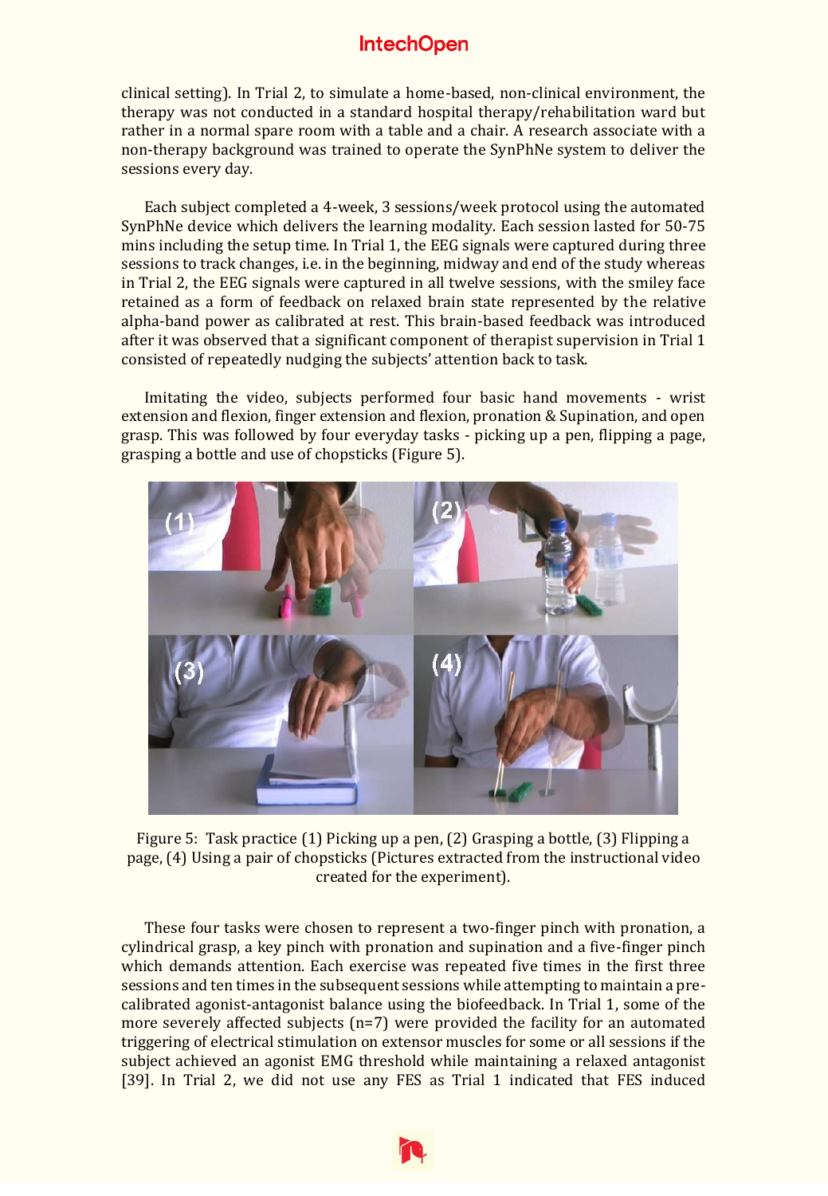clinical setting). In Trial 2, to simulate a home-based, non-clinical environment, the therapy was not conducted in a standard hospital therapy/rehabilitation ward but rather in a normal spare room with a table and a chair. A research associate with a non-therapy background was trained to operate the SynPhNe system to deliver the sessions every day.

Each subject completed a 4-week, 3 sessions/week protocol using the automated SynPhNe device which delivers the learning modality. Each session lasted for 50-75 mins including the setup time. In Trial 1, the EEG signals were captured during three sessions to track changes, i.e. in the beginning, midway and end of the study whereas in Trial 2, the EEG signals were captured in all twelve sessions, with the smiley face retained as a form of feedback on relaxed brain state represented by the relative alpha-band power as calibrated at rest. This brain-based feedback was introduced after it was observed that a significant component of therapist supervision in Trial 1 consisted of repeatedly nudging the subjects' attention back to task.

Imitating the video, subjects performed four basic hand movements - wrist extension and flexion, finger extension and flexion, pronation & Supination, and open grasp. This was followed by four everyday tasks - picking up a pen, flipping a page, grasping a bottle and use of chopsticks (Figure 5).

Figure 5: Task practice (1) Picking up a pen, (2) Grasping a bottle, (3) Flipping a page, (4) Using a pair of chopsticks (Pictures extracted from the instructional video created for the experiment).

These four tasks were chosen to represent a two-finger pinch with pronation, a cylindrical grasp, a key pinch with pronation and supination and a five-finger pinch which demands attention. Each exercise was repeated five times in the first three sessions and ten times in the subsequent sessions while attempting to maintain a pre-calibrated agonist-antagonist balance using the biofeedback. In Trial 1, some of the more severely affected subjects (n=7) were provided the facility for an automated triggering of electrical stimulation on extensor muscles for some or all sessions if the subject achieved an agonist EMG threshold while maintaining a relaxed antagonist [39]. In Trial 2, we did not use any FES as Trial 1 indicated that FES induced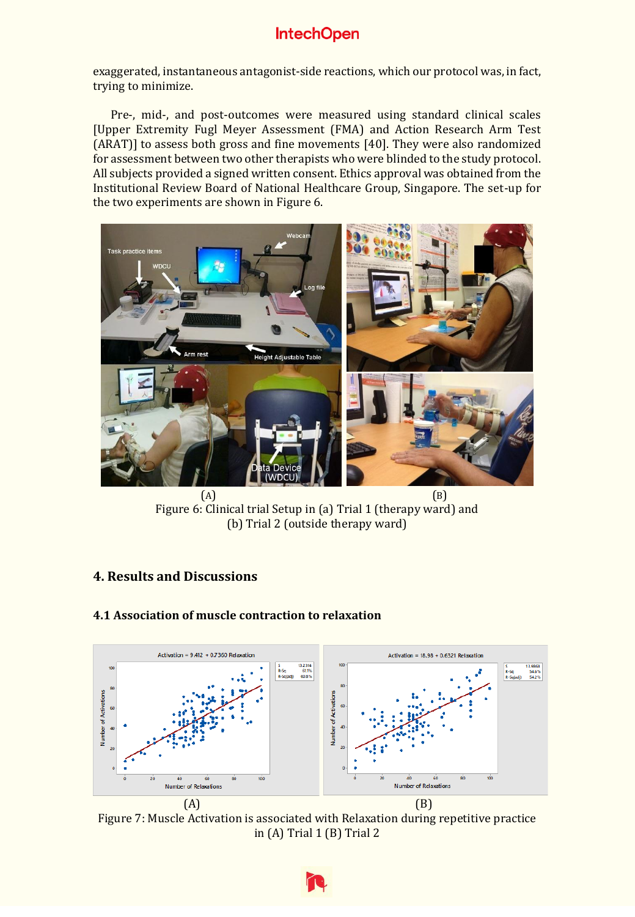exaggerated, instantaneous antagonist-side reactions, which our protocol was, in fact, trying to minimize.

Pre-, mid-, and post-outcomes were measured using standard clinical scales [Upper Extremity Fugl Meyer Assessment (FMA) and Action Research Arm Test (ARAT)] to assess both gross and fine movements [40]. They were also randomized for assessment between two other therapists who were blinded to the study protocol. All subjects provided a signed written consent. Ethics approval was obtained from the Institutional Review Board of National Healthcare Group, Singapore. The set-up for the two experiments are shown in Figure 6.

(A) (B)

Figure 6: Clinical trial Setup in (a) Trial 1 (therapy ward) and (b) Trial 2 (outside therapy ward)

## 4. Results and Discussions

### 4.1 Association of muscle contraction to relaxation

(A) (B)

Figure 7: Muscle Activation is associated with Relaxation during repetitive practice in (A) Trial 1 (B) Trial 2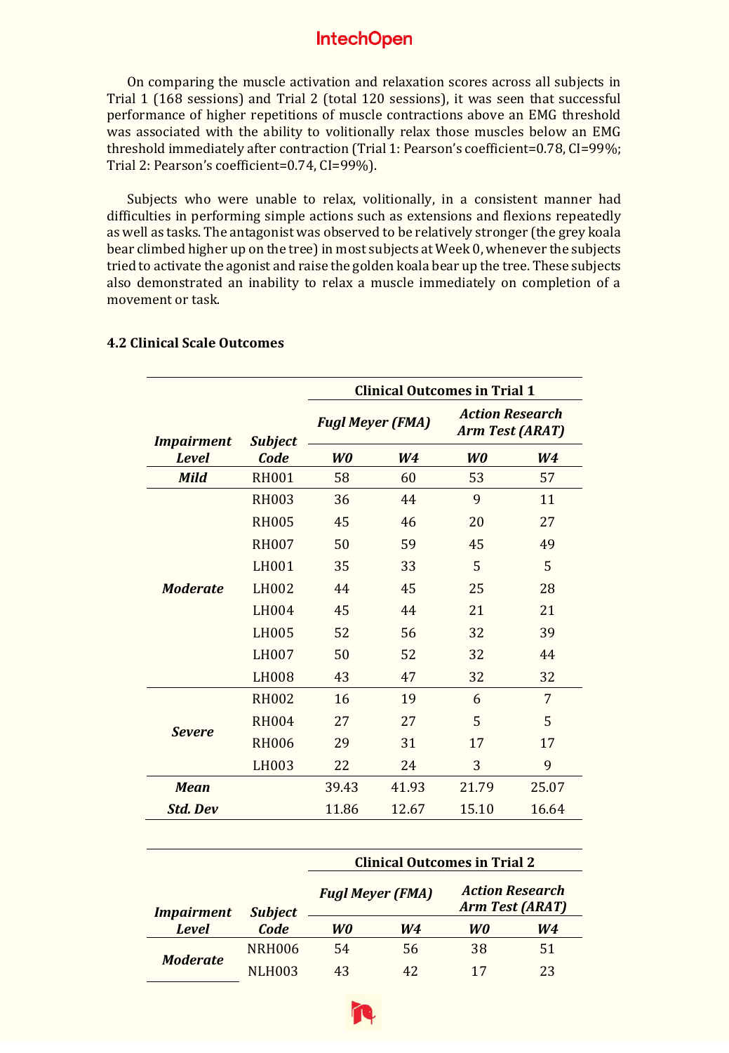On comparing the muscle activation and relaxation scores across all subjects in Trial 1 (168 sessions) and Trial 2 (total 120 sessions), it was seen that successful performance of higher repetitions of muscle contractions above an EMG threshold was associated with the ability to volitionally relax those muscles below an EMG threshold immediately after contraction (Trial 1: Pearson's coefficient=0.78, CI=99%; Trial 2: Pearson's coefficient=0.74, CI=99%).

Subjects who were unable to relax, volitionally, in a consistent manner had difficulties in performing simple actions such as extensions and flexions repeatedly as well as tasks. The antagonist was observed to be relatively stronger (the grey koala bear climbed higher up on the tree) in most subjects at Week 0, whenever the subjects tried to activate the agonist and raise the golden koala bear up the tree. These subjects also demonstrated an inability to relax a muscle immediately on completion of a movement or task.

### 4.2 Clinical Scale Outcomes

| | | **Clinical Outcomes in Trial 1** | | | |
|---|---|---|---|---|---|
| | | ***Fugl Meyer (FMA)*** | | ***Action Research Arm Test (ARAT)*** | |
| ***Impairment Level*** | ***Subject Code*** | ***W0*** | ***W4*** | ***W0*** | ***W4*** |
| ***Mild*** | RH001 | 58 | 60 | 53 | 57 |
| ***Moderate*** | RH003 | 36 | 44 | 9 | 11 |
| | RH005 | 45 | 46 | 20 | 27 |
| | RH007 | 50 | 59 | 45 | 49 |
| | LH001 | 35 | 33 | 5 | 5 |
| | LH002 | 44 | 45 | 25 | 28 |
| | LH004 | 45 | 44 | 21 | 21 |
| | LH005 | 52 | 56 | 32 | 39 |
| | LH007 | 50 | 52 | 32 | 44 |
| | LH008 | 43 | 47 | 32 | 32 |
| ***Severe*** | RH002 | 16 | 19 | 6 | 7 |
| | RH004 | 27 | 27 | 5 | 5 |
| | RH006 | 29 | 31 | 17 | 17 |
| | LH003 | 22 | 24 | 3 | 9 |
| ***Mean*** | | 39.43 | 41.93 | 21.79 | 25.07 |
| ***Std. Dev*** | | 11.86 | 12.67 | 15.10 | 16.64 |

| | | **Clinical Outcomes in Trial 2** | | | |
|---|---|---|---|---|---|
| | | ***Fugl Meyer (FMA)*** | | ***Action Research Arm Test (ARAT)*** | |
| ***Impairment Level*** | ***Subject Code*** | ***W0*** | ***W4*** | ***W0*** | ***W4*** |
| ***Moderate*** | NRH006 | 54 | 56 | 38 | 51 |
| | NLH003 | 43 | 42 | 17 | 23 |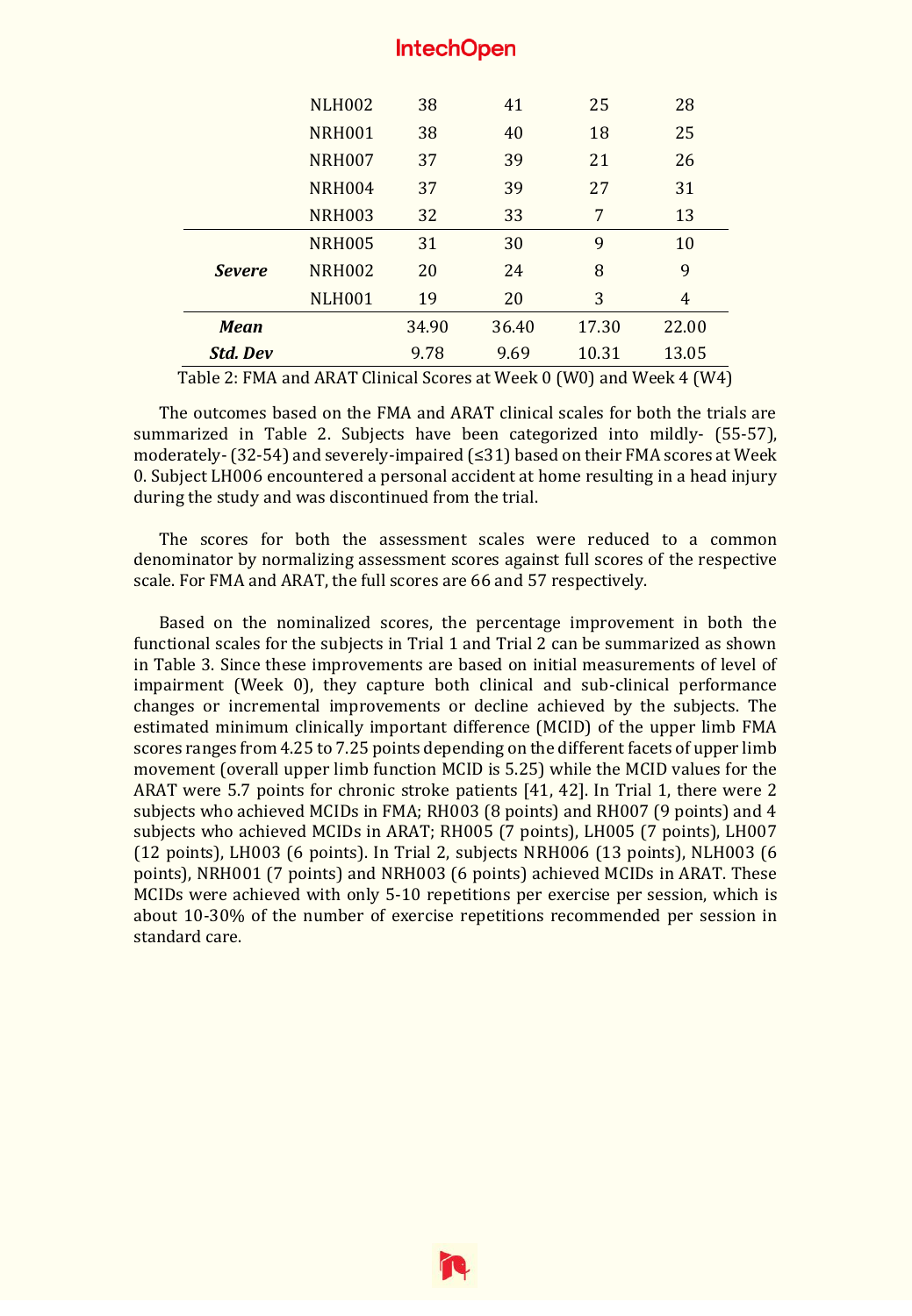|  |  |  |  |  |  |
|---|---|---|---|---|---|
|  | NLH002 | 38 | 41 | 25 | 28 |
|  | NRH001 | 38 | 40 | 18 | 25 |
|  | NRH007 | 37 | 39 | 21 | 26 |
|  | NRH004 | 37 | 39 | 27 | 31 |
|  | NRH003 | 32 | 33 | 7 | 13 |
| ***Severe*** | NRH005 | 31 | 30 | 9 | 10 |
|  | NRH002 | 20 | 24 | 8 | 9 |
|  | NLH001 | 19 | 20 | 3 | 4 |
| ***Mean*** |  | 34.90 | 36.40 | 17.30 | 22.00 |
| ***Std. Dev*** |  | 9.78 | 9.69 | 10.31 | 13.05 |

Table 2: FMA and ARAT Clinical Scores at Week 0 (W0) and Week 4 (W4)

The outcomes based on the FMA and ARAT clinical scales for both the trials are summarized in Table 2. Subjects have been categorized into mildly- (55-57), moderately- (32-54) and severely-impaired (≤31) based on their FMA scores at Week 0. Subject LH006 encountered a personal accident at home resulting in a head injury during the study and was discontinued from the trial.

The scores for both the assessment scales were reduced to a common denominator by normalizing assessment scores against full scores of the respective scale. For FMA and ARAT, the full scores are 66 and 57 respectively.

Based on the nominalized scores, the percentage improvement in both the functional scales for the subjects in Trial 1 and Trial 2 can be summarized as shown in Table 3. Since these improvements are based on initial measurements of level of impairment (Week 0), they capture both clinical and sub-clinical performance changes or incremental improvements or decline achieved by the subjects. The estimated minimum clinically important difference (MCID) of the upper limb FMA scores ranges from 4.25 to 7.25 points depending on the different facets of upper limb movement (overall upper limb function MCID is 5.25) while the MCID values for the ARAT were 5.7 points for chronic stroke patients [41, 42]. In Trial 1, there were 2 subjects who achieved MCIDs in FMA; RH003 (8 points) and RH007 (9 points) and 4 subjects who achieved MCIDs in ARAT; RH005 (7 points), LH005 (7 points), LH007 (12 points), LH003 (6 points). In Trial 2, subjects NRH006 (13 points), NLH003 (6 points), NRH001 (7 points) and NRH003 (6 points) achieved MCIDs in ARAT. These MCIDs were achieved with only 5-10 repetitions per exercise per session, which is about 10-30% of the number of exercise repetitions recommended per session in standard care.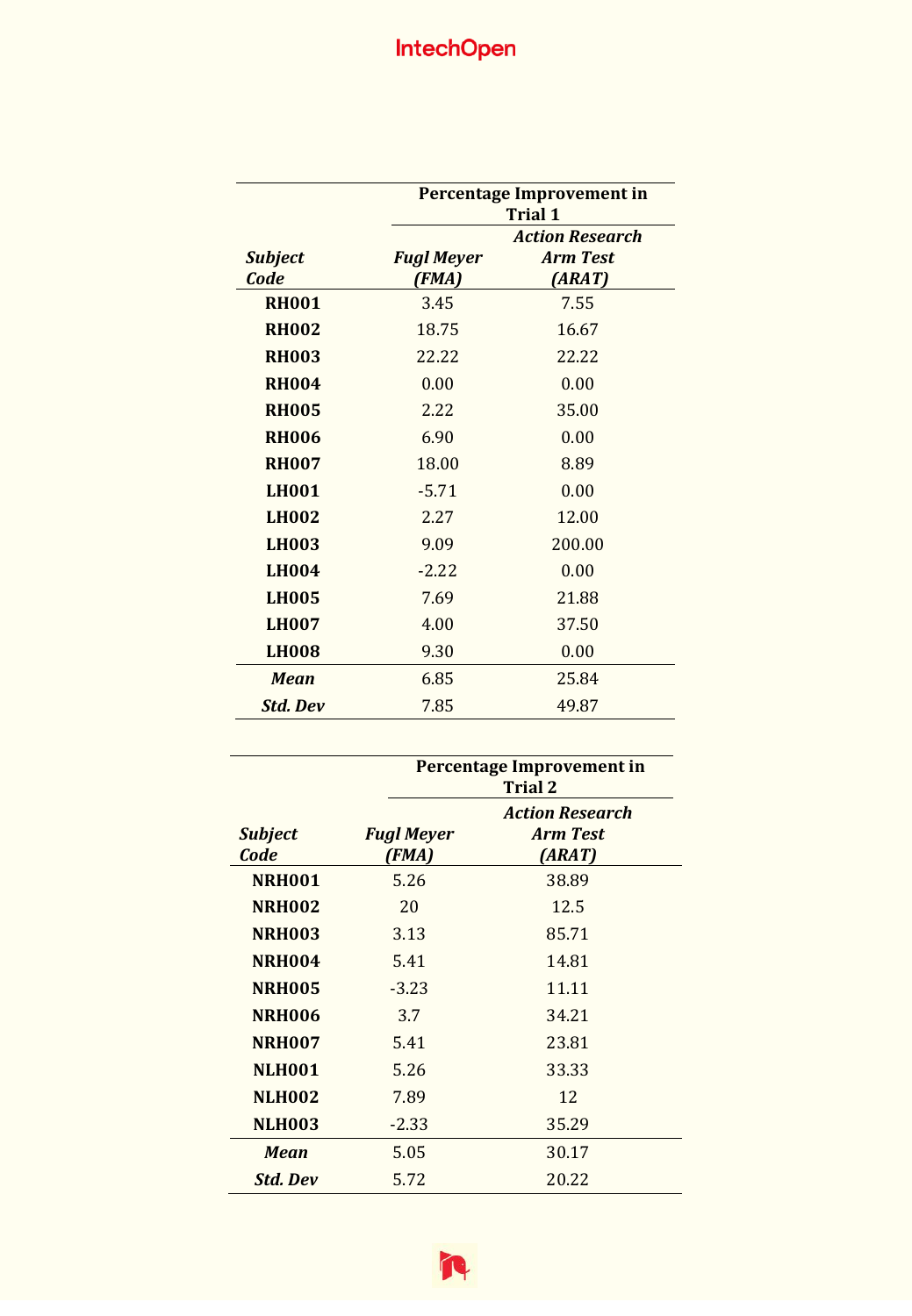| Subject Code | Percentage Improvement in Trial 1 | |
|---|---|---|
| | *Fugl Meyer (FMA)* | *Action Research Arm Test (ARAT)* |
| **RH001** | 3.45 | 7.55 |
| **RH002** | 18.75 | 16.67 |
| **RH003** | 22.22 | 22.22 |
| **RH004** | 0.00 | 0.00 |
| **RH005** | 2.22 | 35.00 |
| **RH006** | 6.90 | 0.00 |
| **RH007** | 18.00 | 8.89 |
| **LH001** | -5.71 | 0.00 |
| **LH002** | 2.27 | 12.00 |
| **LH003** | 9.09 | 200.00 |
| **LH004** | -2.22 | 0.00 |
| **LH005** | 7.69 | 21.88 |
| **LH007** | 4.00 | 37.50 |
| **LH008** | 9.30 | 0.00 |
| ***Mean*** | 6.85 | 25.84 |
| ***Std. Dev*** | 7.85 | 49.87 |

| Subject Code | Percentage Improvement in Trial 2 | |
|---|---|---|
| | *Fugl Meyer (FMA)* | *Action Research Arm Test (ARAT)* |
| **NRH001** | 5.26 | 38.89 |
| **NRH002** | 20 | 12.5 |
| **NRH003** | 3.13 | 85.71 |
| **NRH004** | 5.41 | 14.81 |
| **NRH005** | -3.23 | 11.11 |
| **NRH006** | 3.7 | 34.21 |
| **NRH007** | 5.41 | 23.81 |
| **NLH001** | 5.26 | 33.33 |
| **NLH002** | 7.89 | 12 |
| **NLH003** | -2.33 | 35.29 |
| ***Mean*** | 5.05 | 30.17 |
| ***Std. Dev*** | 5.72 | 20.22 |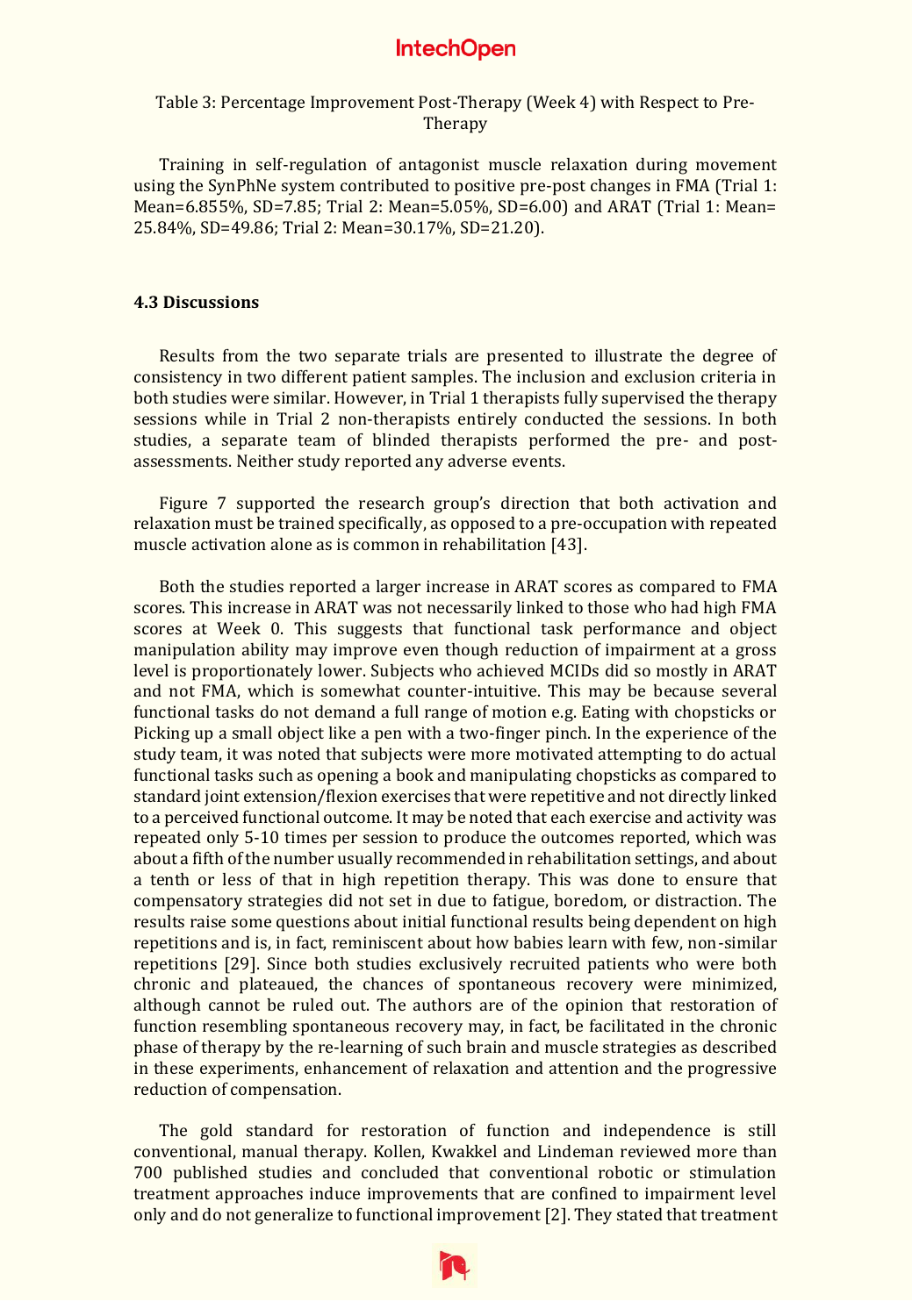Table 3: Percentage Improvement Post-Therapy (Week 4) with Respect to Pre-Therapy

Training in self-regulation of antagonist muscle relaxation during movement using the SynPhNe system contributed to positive pre-post changes in FMA (Trial 1: Mean=6.855%, SD=7.85; Trial 2: Mean=5.05%, SD=6.00) and ARAT (Trial 1: Mean= 25.84%, SD=49.86; Trial 2: Mean=30.17%, SD=21.20).

### 4.3 Discussions

Results from the two separate trials are presented to illustrate the degree of consistency in two different patient samples. The inclusion and exclusion criteria in both studies were similar. However, in Trial 1 therapists fully supervised the therapy sessions while in Trial 2 non-therapists entirely conducted the sessions. In both studies, a separate team of blinded therapists performed the pre- and post-assessments. Neither study reported any adverse events.

Figure 7 supported the research group's direction that both activation and relaxation must be trained specifically, as opposed to a pre-occupation with repeated muscle activation alone as is common in rehabilitation [43].

Both the studies reported a larger increase in ARAT scores as compared to FMA scores. This increase in ARAT was not necessarily linked to those who had high FMA scores at Week 0. This suggests that functional task performance and object manipulation ability may improve even though reduction of impairment at a gross level is proportionately lower. Subjects who achieved MCIDs did so mostly in ARAT and not FMA, which is somewhat counter-intuitive. This may be because several functional tasks do not demand a full range of motion e.g. Eating with chopsticks or Picking up a small object like a pen with a two-finger pinch. In the experience of the study team, it was noted that subjects were more motivated attempting to do actual functional tasks such as opening a book and manipulating chopsticks as compared to standard joint extension/flexion exercises that were repetitive and not directly linked to a perceived functional outcome. It may be noted that each exercise and activity was repeated only 5-10 times per session to produce the outcomes reported, which was about a fifth of the number usually recommended in rehabilitation settings, and about a tenth or less of that in high repetition therapy. This was done to ensure that compensatory strategies did not set in due to fatigue, boredom, or distraction. The results raise some questions about initial functional results being dependent on high repetitions and is, in fact, reminiscent about how babies learn with few, non-similar repetitions [29]. Since both studies exclusively recruited patients who were both chronic and plateaued, the chances of spontaneous recovery were minimized, although cannot be ruled out. The authors are of the opinion that restoration of function resembling spontaneous recovery may, in fact, be facilitated in the chronic phase of therapy by the re-learning of such brain and muscle strategies as described in these experiments, enhancement of relaxation and attention and the progressive reduction of compensation.

The gold standard for restoration of function and independence is still conventional, manual therapy. Kollen, Kwakkel and Lindeman reviewed more than 700 published studies and concluded that conventional robotic or stimulation treatment approaches induce improvements that are confined to impairment level only and do not generalize to functional improvement [2]. They stated that treatment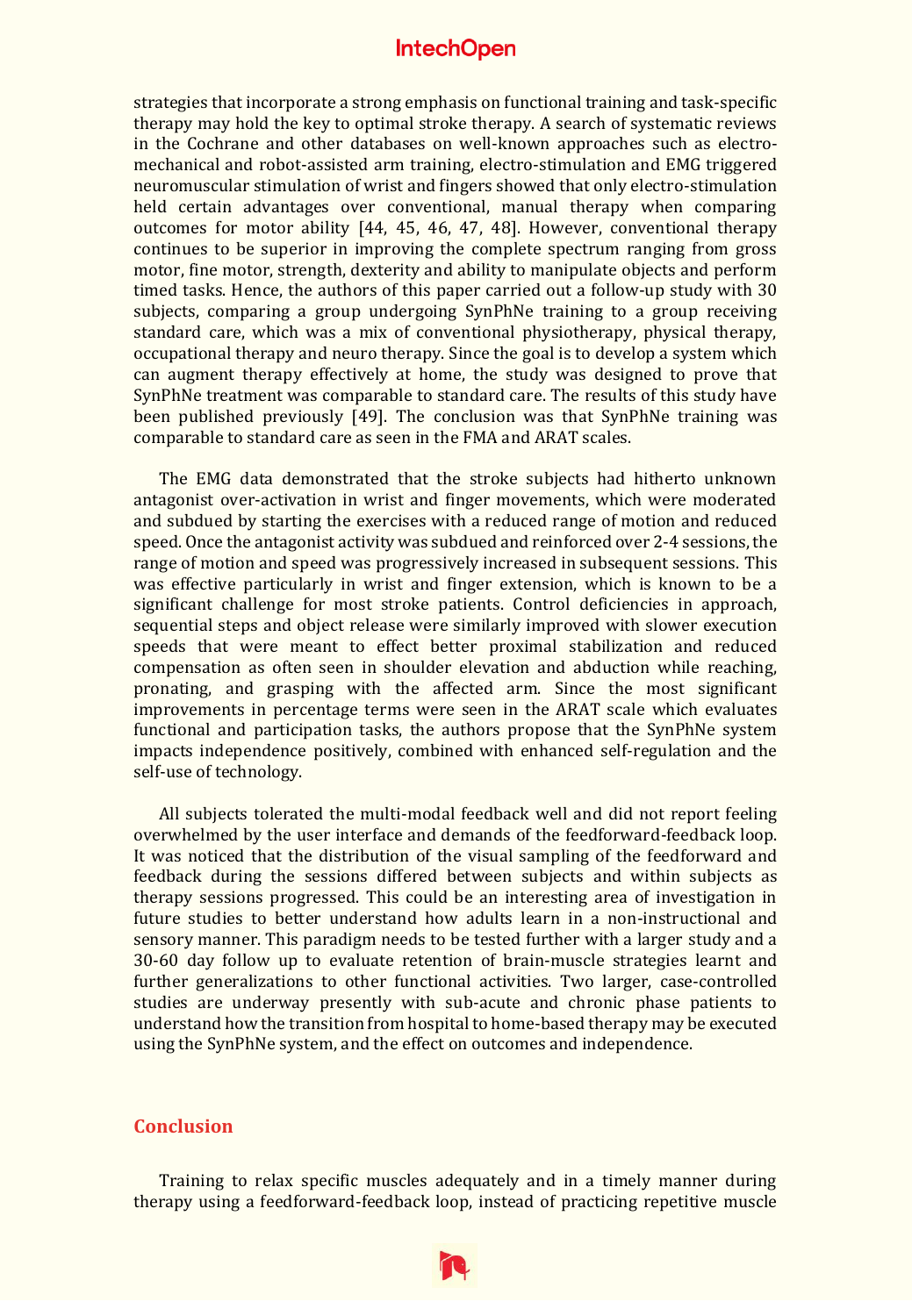strategies that incorporate a strong emphasis on functional training and task-specific therapy may hold the key to optimal stroke therapy. A search of systematic reviews in the Cochrane and other databases on well-known approaches such as electro-mechanical and robot-assisted arm training, electro-stimulation and EMG triggered neuromuscular stimulation of wrist and fingers showed that only electro-stimulation held certain advantages over conventional, manual therapy when comparing outcomes for motor ability [44, 45, 46, 47, 48]. However, conventional therapy continues to be superior in improving the complete spectrum ranging from gross motor, fine motor, strength, dexterity and ability to manipulate objects and perform timed tasks. Hence, the authors of this paper carried out a follow-up study with 30 subjects, comparing a group undergoing SynPhNe training to a group receiving standard care, which was a mix of conventional physiotherapy, physical therapy, occupational therapy and neuro therapy. Since the goal is to develop a system which can augment therapy effectively at home, the study was designed to prove that SynPhNe treatment was comparable to standard care. The results of this study have been published previously [49]. The conclusion was that SynPhNe training was comparable to standard care as seen in the FMA and ARAT scales.

The EMG data demonstrated that the stroke subjects had hitherto unknown antagonist over-activation in wrist and finger movements, which were moderated and subdued by starting the exercises with a reduced range of motion and reduced speed. Once the antagonist activity was subdued and reinforced over 2-4 sessions, the range of motion and speed was progressively increased in subsequent sessions. This was effective particularly in wrist and finger extension, which is known to be a significant challenge for most stroke patients. Control deficiencies in approach, sequential steps and object release were similarly improved with slower execution speeds that were meant to effect better proximal stabilization and reduced compensation as often seen in shoulder elevation and abduction while reaching, pronating, and grasping with the affected arm. Since the most significant improvements in percentage terms were seen in the ARAT scale which evaluates functional and participation tasks, the authors propose that the SynPhNe system impacts independence positively, combined with enhanced self-regulation and the self-use of technology.

All subjects tolerated the multi-modal feedback well and did not report feeling overwhelmed by the user interface and demands of the feedforward-feedback loop. It was noticed that the distribution of the visual sampling of the feedforward and feedback during the sessions differed between subjects and within subjects as therapy sessions progressed. This could be an interesting area of investigation in future studies to better understand how adults learn in a non-instructional and sensory manner. This paradigm needs to be tested further with a larger study and a 30-60 day follow up to evaluate retention of brain-muscle strategies learnt and further generalizations to other functional activities. Two larger, case-controlled studies are underway presently with sub-acute and chronic phase patients to understand how the transition from hospital to home-based therapy may be executed using the SynPhNe system, and the effect on outcomes and independence.

## Conclusion

Training to relax specific muscles adequately and in a timely manner during therapy using a feedforward-feedback loop, instead of practicing repetitive muscle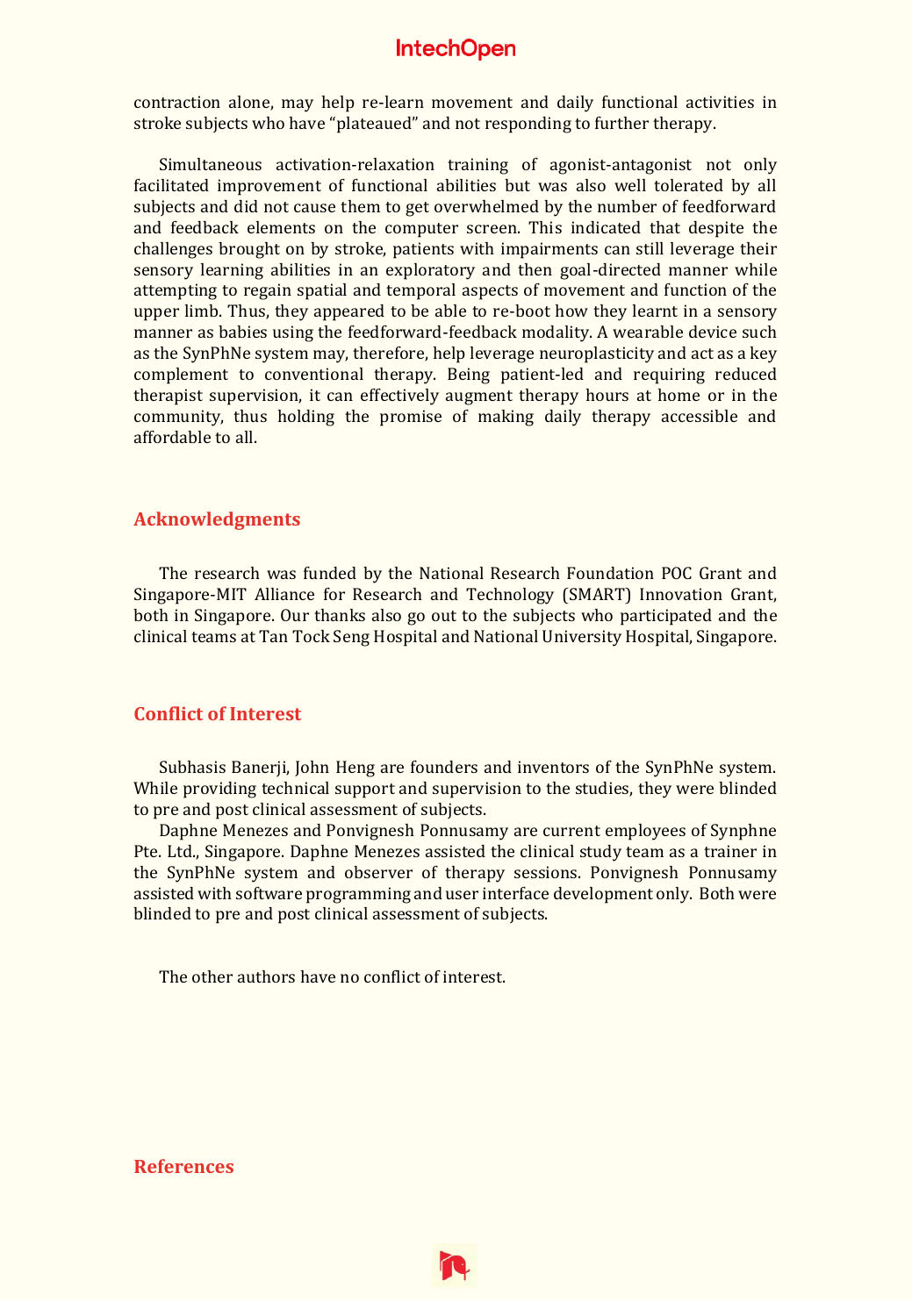contraction alone, may help re-learn movement and daily functional activities in stroke subjects who have "plateaued" and not responding to further therapy.

Simultaneous activation-relaxation training of agonist-antagonist not only facilitated improvement of functional abilities but was also well tolerated by all subjects and did not cause them to get overwhelmed by the number of feedforward and feedback elements on the computer screen. This indicated that despite the challenges brought on by stroke, patients with impairments can still leverage their sensory learning abilities in an exploratory and then goal-directed manner while attempting to regain spatial and temporal aspects of movement and function of the upper limb. Thus, they appeared to be able to re-boot how they learnt in a sensory manner as babies using the feedforward-feedback modality. A wearable device such as the SynPhNe system may, therefore, help leverage neuroplasticity and act as a key complement to conventional therapy. Being patient-led and requiring reduced therapist supervision, it can effectively augment therapy hours at home or in the community, thus holding the promise of making daily therapy accessible and affordable to all.

## Acknowledgments

The research was funded by the National Research Foundation POC Grant and Singapore-MIT Alliance for Research and Technology (SMART) Innovation Grant, both in Singapore. Our thanks also go out to the subjects who participated and the clinical teams at Tan Tock Seng Hospital and National University Hospital, Singapore.

## Conflict of Interest

Subhasis Banerji, John Heng are founders and inventors of the SynPhNe system. While providing technical support and supervision to the studies, they were blinded to pre and post clinical assessment of subjects.

Daphne Menezes and Ponvignesh Ponnusamy are current employees of Synphne Pte. Ltd., Singapore. Daphne Menezes assisted the clinical study team as a trainer in the SynPhNe system and observer of therapy sessions. Ponvignesh Ponnusamy assisted with software programming and user interface development only. Both were blinded to pre and post clinical assessment of subjects.

The other authors have no conflict of interest.

## References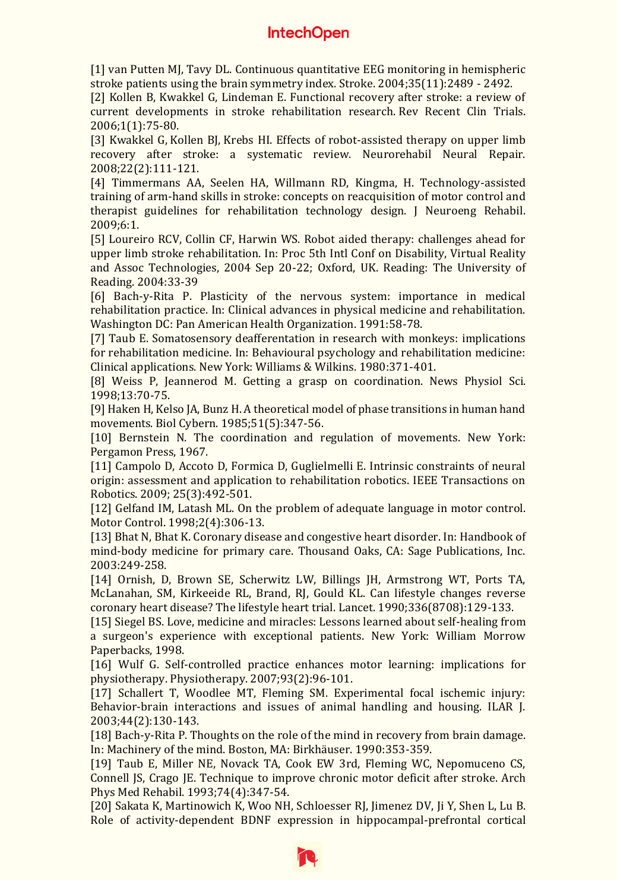[1] van Putten MJ, Tavy DL. Continuous quantitative EEG monitoring in hemispheric stroke patients using the brain symmetry index. Stroke. 2004;35(11):2489 - 2492.

[2] Kollen B, Kwakkel G, Lindeman E. Functional recovery after stroke: a review of current developments in stroke rehabilitation research. Rev Recent Clin Trials. 2006;1(1):75-80.

[3] Kwakkel G, Kollen BJ, Krebs HI. Effects of robot-assisted therapy on upper limb recovery after stroke: a systematic review. Neurorehabil Neural Repair. 2008;22(2):111-121.

[4] Timmermans AA, Seelen HA, Willmann RD, Kingma, H. Technology-assisted training of arm-hand skills in stroke: concepts on reacquisition of motor control and therapist guidelines for rehabilitation technology design. J Neuroeng Rehabil. 2009;6:1.

[5] Loureiro RCV, Collin CF, Harwin WS. Robot aided therapy: challenges ahead for upper limb stroke rehabilitation. In: Proc 5th Intl Conf on Disability, Virtual Reality and Assoc Technologies, 2004 Sep 20-22; Oxford, UK. Reading: The University of Reading. 2004:33-39

[6] Bach-y-Rita P. Plasticity of the nervous system: importance in medical rehabilitation practice. In: Clinical advances in physical medicine and rehabilitation. Washington DC: Pan American Health Organization. 1991:58-78.

[7] Taub E. Somatosensory deafferentation in research with monkeys: implications for rehabilitation medicine. In: Behavioural psychology and rehabilitation medicine: Clinical applications. New York: Williams & Wilkins. 1980:371-401.

[8] Weiss P, Jeannerod M. Getting a grasp on coordination. News Physiol Sci. 1998;13:70-75.

[9] Haken H, Kelso JA, Bunz H. A theoretical model of phase transitions in human hand movements. Biol Cybern. 1985;51(5):347-56.

[10] Bernstein N. The coordination and regulation of movements. New York: Pergamon Press, 1967.

[11] Campolo D, Accoto D, Formica D, Guglielmelli E. Intrinsic constraints of neural origin: assessment and application to rehabilitation robotics. IEEE Transactions on Robotics. 2009; 25(3):492-501.

[12] Gelfand IM, Latash ML. On the problem of adequate language in motor control. Motor Control. 1998;2(4):306-13.

[13] Bhat N, Bhat K. Coronary disease and congestive heart disorder. In: Handbook of mind-body medicine for primary care. Thousand Oaks, CA: Sage Publications, Inc. 2003:249-258.

[14] Ornish, D, Brown SE, Scherwitz LW, Billings JH, Armstrong WT, Ports TA, McLanahan, SM, Kirkeeide RL, Brand, RJ, Gould KL. Can lifestyle changes reverse coronary heart disease? The lifestyle heart trial. Lancet. 1990;336(8708):129-133.

[15] Siegel BS. Love, medicine and miracles: Lessons learned about self-healing from a surgeon's experience with exceptional patients. New York: William Morrow Paperbacks, 1998.

[16] Wulf G. Self-controlled practice enhances motor learning: implications for physiotherapy. Physiotherapy. 2007;93(2):96-101.

[17] Schallert T, Woodlee MT, Fleming SM. Experimental focal ischemic injury: Behavior-brain interactions and issues of animal handling and housing. ILAR J. 2003;44(2):130-143.

[18] Bach-y-Rita P. Thoughts on the role of the mind in recovery from brain damage. In: Machinery of the mind. Boston, MA: Birkhäuser. 1990:353-359.

[19] Taub E, Miller NE, Novack TA, Cook EW 3rd, Fleming WC, Nepomuceno CS, Connell JS, Crago JE. Technique to improve chronic motor deficit after stroke. Arch Phys Med Rehabil. 1993;74(4):347-54.

[20] Sakata K, Martinowich K, Woo NH, Schloesser RJ, Jimenez DV, Ji Y, Shen L, Lu B. Role of activity-dependent BDNF expression in hippocampal-prefrontal cortical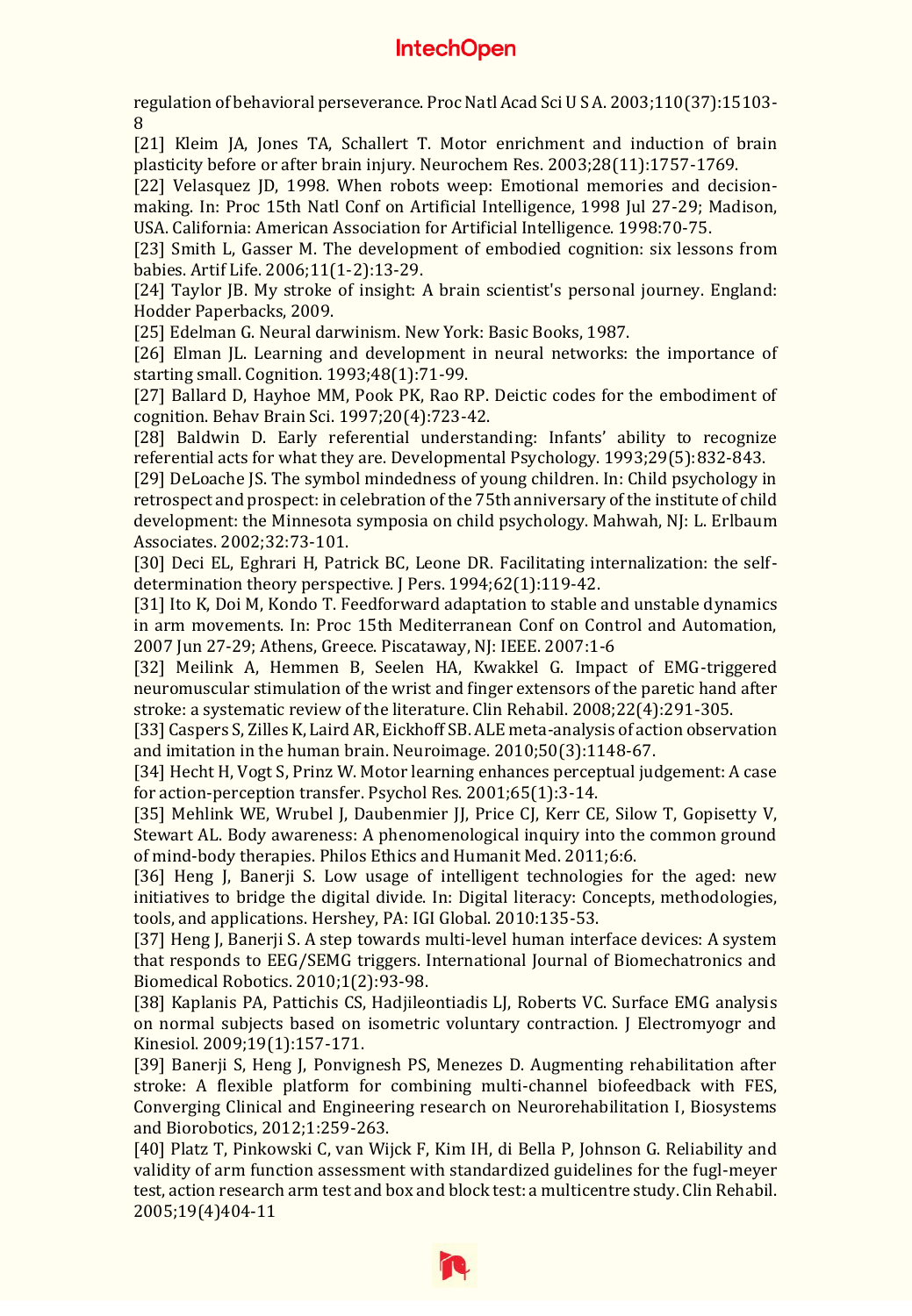regulation of behavioral perseverance. Proc Natl Acad Sci U S A. 2003;110(37):15103-8

[21] Kleim JA, Jones TA, Schallert T. Motor enrichment and induction of brain plasticity before or after brain injury. Neurochem Res. 2003;28(11):1757-1769.

[22] Velasquez JD, 1998. When robots weep: Emotional memories and decision-making. In: Proc 15th Natl Conf on Artificial Intelligence, 1998 Jul 27-29; Madison, USA. California: American Association for Artificial Intelligence. 1998:70-75.

[23] Smith L, Gasser M. The development of embodied cognition: six lessons from babies. Artif Life. 2006;11(1-2):13-29.

[24] Taylor JB. My stroke of insight: A brain scientist's personal journey. England: Hodder Paperbacks, 2009.

[25] Edelman G. Neural darwinism. New York: Basic Books, 1987.

[26] Elman JL. Learning and development in neural networks: the importance of starting small. Cognition. 1993;48(1):71-99.

[27] Ballard D, Hayhoe MM, Pook PK, Rao RP. Deictic codes for the embodiment of cognition. Behav Brain Sci. 1997;20(4):723-42.

[28] Baldwin D. Early referential understanding: Infants' ability to recognize referential acts for what they are. Developmental Psychology. 1993;29(5):832-843.

[29] DeLoache JS. The symbol mindedness of young children. In: Child psychology in retrospect and prospect: in celebration of the 75th anniversary of the institute of child development: the Minnesota symposia on child psychology. Mahwah, NJ: L. Erlbaum Associates. 2002;32:73-101.

[30] Deci EL, Eghrari H, Patrick BC, Leone DR. Facilitating internalization: the self-determination theory perspective. J Pers. 1994;62(1):119-42.

[31] Ito K, Doi M, Kondo T. Feedforward adaptation to stable and unstable dynamics in arm movements. In: Proc 15th Mediterranean Conf on Control and Automation, 2007 Jun 27-29; Athens, Greece. Piscataway, NJ: IEEE. 2007:1-6

[32] Meilink A, Hemmen B, Seelen HA, Kwakkel G. Impact of EMG-triggered neuromuscular stimulation of the wrist and finger extensors of the paretic hand after stroke: a systematic review of the literature. Clin Rehabil. 2008;22(4):291-305.

[33] Caspers S, Zilles K, Laird AR, Eickhoff SB. ALE meta-analysis of action observation and imitation in the human brain. Neuroimage. 2010;50(3):1148-67.

[34] Hecht H, Vogt S, Prinz W. Motor learning enhances perceptual judgement: A case for action-perception transfer. Psychol Res. 2001;65(1):3-14.

[35] Mehlink WE, Wrubel J, Daubenmier JJ, Price CJ, Kerr CE, Silow T, Gopisetty V, Stewart AL. Body awareness: A phenomenological inquiry into the common ground of mind-body therapies. Philos Ethics and Humanit Med. 2011;6:6.

[36] Heng J, Banerji S. Low usage of intelligent technologies for the aged: new initiatives to bridge the digital divide. In: Digital literacy: Concepts, methodologies, tools, and applications. Hershey, PA: IGI Global. 2010:135-53.

[37] Heng J, Banerji S. A step towards multi-level human interface devices: A system that responds to EEG/SEMG triggers. International Journal of Biomechatronics and Biomedical Robotics. 2010;1(2):93-98.

[38] Kaplanis PA, Pattichis CS, Hadjileontiadis LJ, Roberts VC. Surface EMG analysis on normal subjects based on isometric voluntary contraction. J Electromyogr and Kinesiol. 2009;19(1):157-171.

[39] Banerji S, Heng J, Ponvignesh PS, Menezes D. Augmenting rehabilitation after stroke: A flexible platform for combining multi-channel biofeedback with FES, Converging Clinical and Engineering research on Neurorehabilitation I, Biosystems and Biorobotics, 2012;1:259-263.

[40] Platz T, Pinkowski C, van Wijck F, Kim IH, di Bella P, Johnson G. Reliability and validity of arm function assessment with standardized guidelines for the fugl-meyer test, action research arm test and box and block test: a multicentre study. Clin Rehabil. 2005;19(4)404-11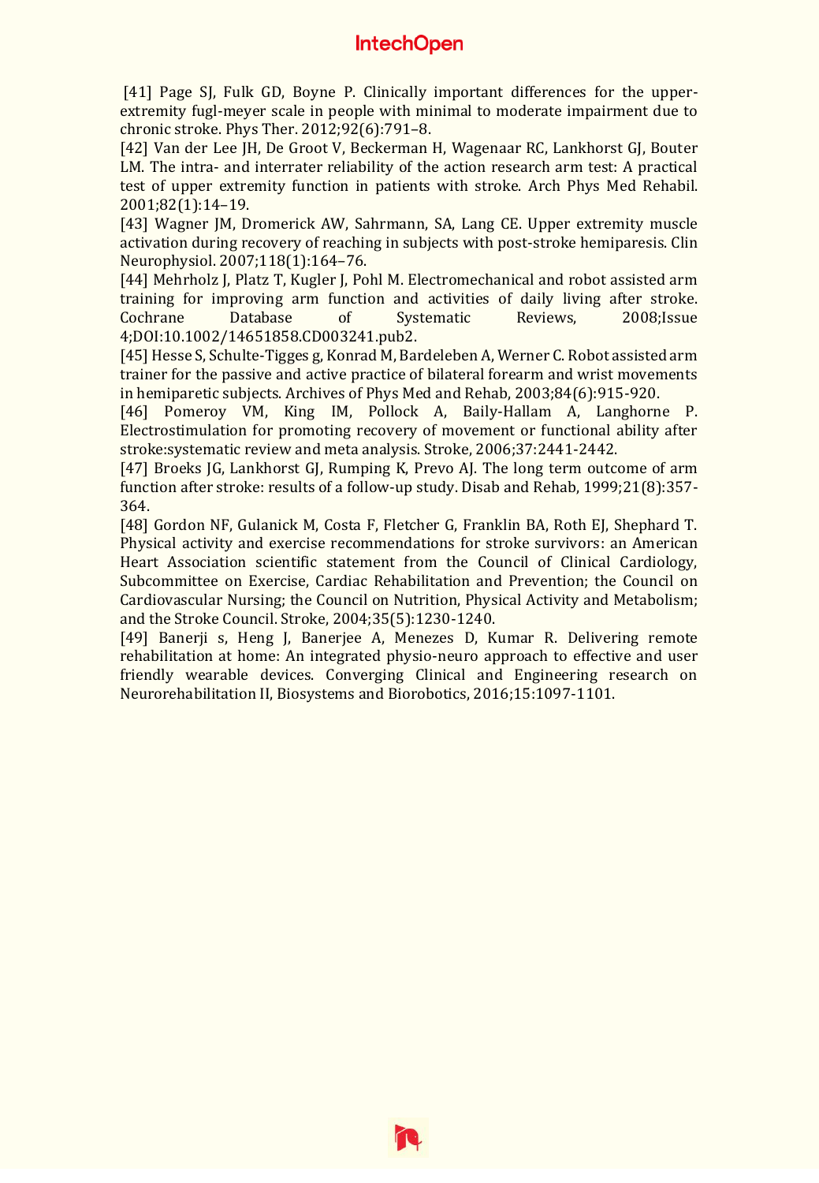[41] Page SJ, Fulk GD, Boyne P. Clinically important differences for the upper-extremity fugl-meyer scale in people with minimal to moderate impairment due to chronic stroke. Phys Ther. 2012;92(6):791–8.

[42] Van der Lee JH, De Groot V, Beckerman H, Wagenaar RC, Lankhorst GJ, Bouter LM. The intra- and interrater reliability of the action research arm test: A practical test of upper extremity function in patients with stroke. Arch Phys Med Rehabil. 2001;82(1):14–19.

[43] Wagner JM, Dromerick AW, Sahrmann, SA, Lang CE. Upper extremity muscle activation during recovery of reaching in subjects with post-stroke hemiparesis. Clin Neurophysiol. 2007;118(1):164–76.

[44] Mehrholz J, Platz T, Kugler J, Pohl M. Electromechanical and robot assisted arm training for improving arm function and activities of daily living after stroke. Cochrane Database of Systematic Reviews, 2008;Issue 4;DOI:10.1002/14651858.CD003241.pub2.

[45] Hesse S, Schulte-Tigges g, Konrad M, Bardeleben A, Werner C. Robot assisted arm trainer for the passive and active practice of bilateral forearm and wrist movements in hemiparetic subjects. Archives of Phys Med and Rehab, 2003;84(6):915-920.

[46] Pomeroy VM, King IM, Pollock A, Baily-Hallam A, Langhorne P. Electrostimulation for promoting recovery of movement or functional ability after stroke:systematic review and meta analysis. Stroke, 2006;37:2441-2442.

[47] Broeks JG, Lankhorst GJ, Rumping K, Prevo AJ. The long term outcome of arm function after stroke: results of a follow-up study. Disab and Rehab, 1999;21(8):357-364.

[48] Gordon NF, Gulanick M, Costa F, Fletcher G, Franklin BA, Roth EJ, Shephard T. Physical activity and exercise recommendations for stroke survivors: an American Heart Association scientific statement from the Council of Clinical Cardiology, Subcommittee on Exercise, Cardiac Rehabilitation and Prevention; the Council on Cardiovascular Nursing; the Council on Nutrition, Physical Activity and Metabolism; and the Stroke Council. Stroke, 2004;35(5):1230-1240.

[49] Banerji s, Heng J, Banerjee A, Menezes D, Kumar R. Delivering remote rehabilitation at home: An integrated physio-neuro approach to effective and user friendly wearable devices. Converging Clinical and Engineering research on Neurorehabilitation II, Biosystems and Biorobotics, 2016;15:1097-1101.